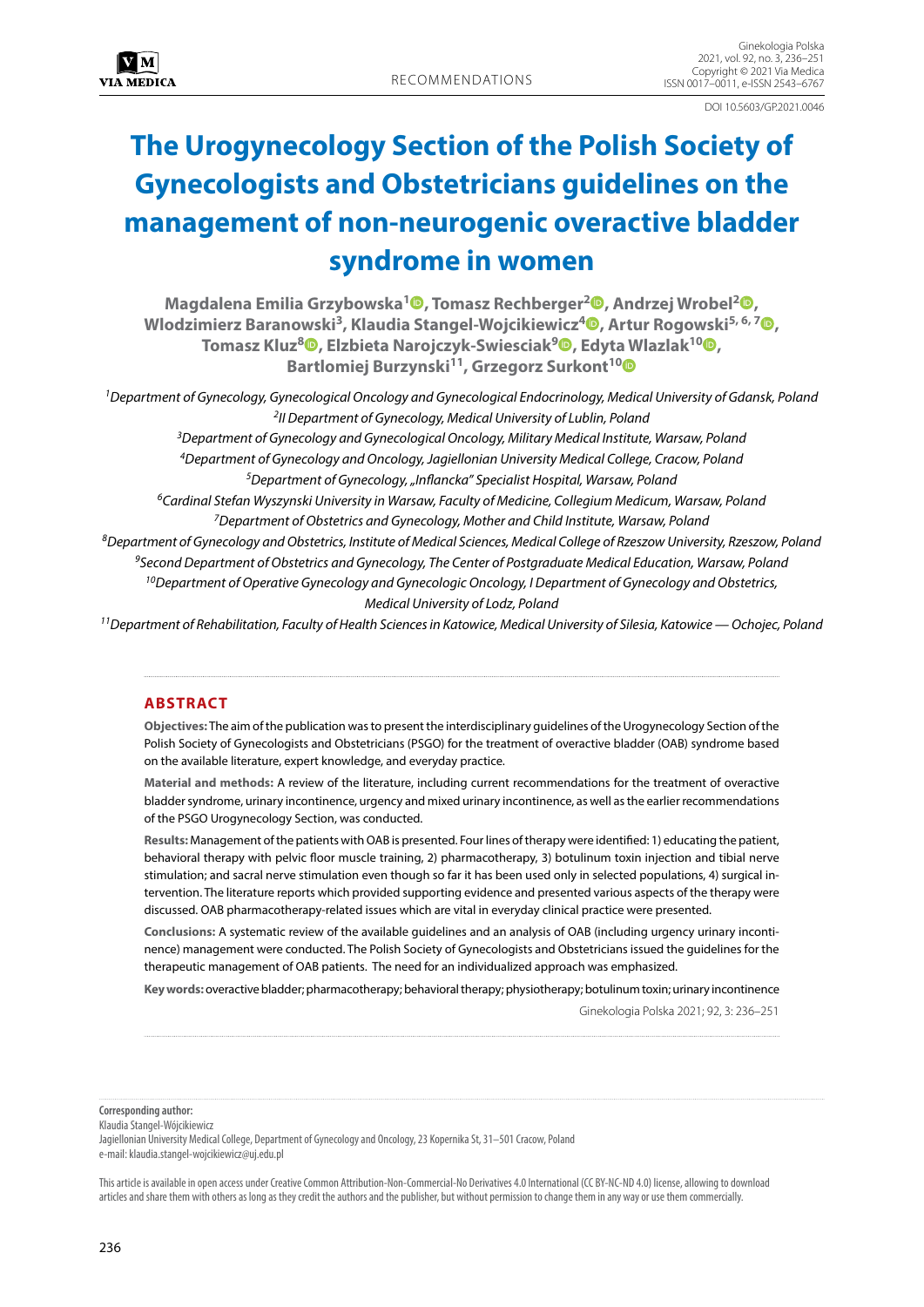RECOMMENDATIONS

DOI 10.5603/GP.2021.0046

# The Urogynecology Section of the Polish Society of Gynecologists and Obstetricians guidelines on the management of non-neurogenic overactive bladder syndrome in women

**Magdalena Emilia Grzybowska[1], Tomasz Rechberger[2], Andrzej Wrobel[2], Wlodzimierz Baranowski[3], Klaudia Stangel-Wojcikiewicz[4], Artur Rogowski[5, 6, 7], Tomasz Kluz[8], Elzbieta Narojczyk-Swiesciak[9], Edyta Wlazlak[10], Bartlomiej Burzynski[11], Grzegorz Surkont[10]**

[1]*Department of Gynecology, Gynecological Oncology and Gynecological Endocrinology, Medical University of Gdansk, Poland*
[2]*II Department of Gynecology, Medical University of Lublin, Poland*
[3]*Department of Gynecology and Gynecological Oncology, Military Medical Institute, Warsaw, Poland*
[4]*Department of Gynecology and Oncology, Jagiellonian University Medical College, Cracow, Poland*
[5]*Department of Gynecology, „Inflancka" Specialist Hospital, Warsaw, Poland*
[6]*Cardinal Stefan Wyszynski University in Warsaw, Faculty of Medicine, Collegium Medicum, Warsaw, Poland*
[7]*Department of Obstetrics and Gynecology, Mother and Child Institute, Warsaw, Poland*
[8]*Department of Gynecology and Obstetrics, Institute of Medical Sciences, Medical College of Rzeszow University, Rzeszow, Poland*
[9]*Second Department of Obstetrics and Gynecology, The Center of Postgraduate Medical Education, Warsaw, Poland*
[10]*Department of Operative Gynecology and Gynecologic Oncology, I Department of Gynecology and Obstetrics, Medical University of Lodz, Poland*
[11]*Department of Rehabilitation, Faculty of Health Sciences in Katowice, Medical University of Silesia, Katowice — Ochojec, Poland*

## ABSTRACT

**Objectives:** The aim of the publication was to present the interdisciplinary guidelines of the Urogynecology Section of the Polish Society of Gynecologists and Obstetricians (PSGO) for the treatment of overactive bladder (OAB) syndrome based on the available literature, expert knowledge, and everyday practice.

**Material and methods:** A review of the literature, including current recommendations for the treatment of overactive bladder syndrome, urinary incontinence, urgency and mixed urinary incontinence, as well as the earlier recommendations of the PSGO Urogynecology Section, was conducted.

**Results:** Management of the patients with OAB is presented. Four lines of therapy were identified: 1) educating the patient, behavioral therapy with pelvic floor muscle training, 2) pharmacotherapy, 3) botulinum toxin injection and tibial nerve stimulation; and sacral nerve stimulation even though so far it has been used only in selected populations, 4) surgical intervention. The literature reports which provided supporting evidence and presented various aspects of the therapy were discussed. OAB pharmacotherapy-related issues which are vital in everyday clinical practice were presented.

**Conclusions:** A systematic review of the available guidelines and an analysis of OAB (including urgency urinary incontinence) management were conducted. The Polish Society of Gynecologists and Obstetricians issued the guidelines for the therapeutic management of OAB patients. The need for an individualized approach was emphasized.

**Key words:** overactive bladder; pharmacotherapy; behavioral therapy; physiotherapy; botulinum toxin; urinary incontinence

Ginekologia Polska 2021; 92, 3: 236–251

**Corresponding author:**
Klaudia Stangel-Wójcikiewicz
Jagiellonian University Medical College, Department of Gynecology and Oncology, 23 Kopernika St, 31–501 Cracow, Poland
e-mail: klaudia.stangel-wojcikiewicz@uj.edu.pl

This article is available in open access under Creative Common Attribution-Non-Commercial-No Derivatives 4.0 International (CC BY-NC-ND 4.0) license, allowing to download articles and share them with others as long as they credit the authors and the publisher, but without permission to change them in any way or use them commercially.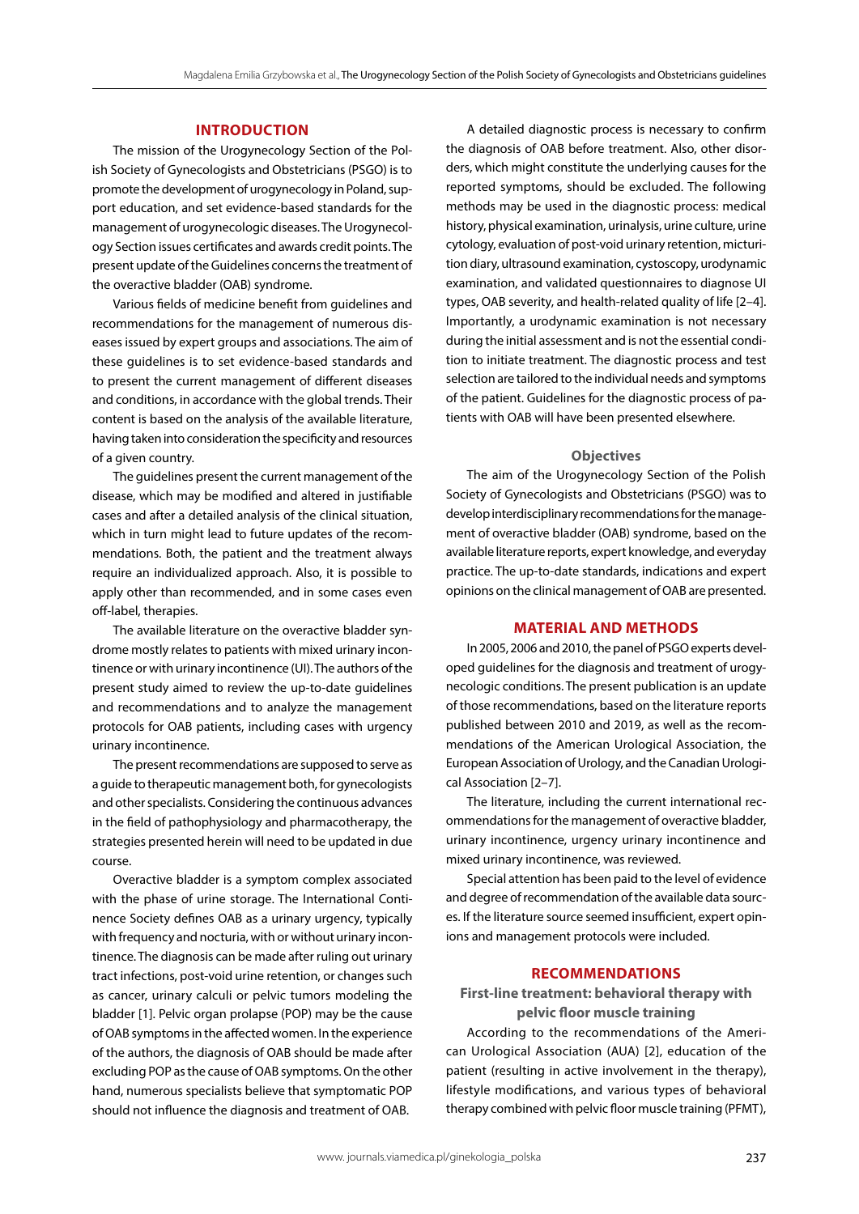## INTRODUCTION

The mission of the Urogynecology Section of the Polish Society of Gynecologists and Obstetricians (PSGO) is to promote the development of urogynecology in Poland, support education, and set evidence-based standards for the management of urogynecologic diseases. The Urogynecology Section issues certificates and awards credit points. The present update of the Guidelines concerns the treatment of the overactive bladder (OAB) syndrome.

Various fields of medicine benefit from guidelines and recommendations for the management of numerous diseases issued by expert groups and associations. The aim of these guidelines is to set evidence-based standards and to present the current management of different diseases and conditions, in accordance with the global trends. Their content is based on the analysis of the available literature, having taken into consideration the specificity and resources of a given country.

The guidelines present the current management of the disease, which may be modified and altered in justifiable cases and after a detailed analysis of the clinical situation, which in turn might lead to future updates of the recommendations. Both, the patient and the treatment always require an individualized approach. Also, it is possible to apply other than recommended, and in some cases even off-label, therapies.

The available literature on the overactive bladder syndrome mostly relates to patients with mixed urinary incontinence or with urinary incontinence (UI). The authors of the present study aimed to review the up-to-date guidelines and recommendations and to analyze the management protocols for OAB patients, including cases with urgency urinary incontinence.

The present recommendations are supposed to serve as a guide to therapeutic management both, for gynecologists and other specialists. Considering the continuous advances in the field of pathophysiology and pharmacotherapy, the strategies presented herein will need to be updated in due course.

Overactive bladder is a symptom complex associated with the phase of urine storage. The International Continence Society defines OAB as a urinary urgency, typically with frequency and nocturia, with or without urinary incontinence. The diagnosis can be made after ruling out urinary tract infections, post-void urine retention, or changes such as cancer, urinary calculi or pelvic tumors modeling the bladder [1]. Pelvic organ prolapse (POP) may be the cause of OAB symptoms in the affected women. In the experience of the authors, the diagnosis of OAB should be made after excluding POP as the cause of OAB symptoms. On the other hand, numerous specialists believe that symptomatic POP should not influence the diagnosis and treatment of OAB.

A detailed diagnostic process is necessary to confirm the diagnosis of OAB before treatment. Also, other disorders, which might constitute the underlying causes for the reported symptoms, should be excluded. The following methods may be used in the diagnostic process: medical history, physical examination, urinalysis, urine culture, urine cytology, evaluation of post-void urinary retention, micturition diary, ultrasound examination, cystoscopy, urodynamic examination, and validated questionnaires to diagnose UI types, OAB severity, and health-related quality of life [2–4]. Importantly, a urodynamic examination is not necessary during the initial assessment and is not the essential condition to initiate treatment. The diagnostic process and test selection are tailored to the individual needs and symptoms of the patient. Guidelines for the diagnostic process of patients with OAB will have been presented elsewhere.

### Objectives

The aim of the Urogynecology Section of the Polish Society of Gynecologists and Obstetricians (PSGO) was to develop interdisciplinary recommendations for the management of overactive bladder (OAB) syndrome, based on the available literature reports, expert knowledge, and everyday practice. The up-to-date standards, indications and expert opinions on the clinical management of OAB are presented.

## MATERIAL AND METHODS

In 2005, 2006 and 2010, the panel of PSGO experts developed guidelines for the diagnosis and treatment of urogynecologic conditions. The present publication is an update of those recommendations, based on the literature reports published between 2010 and 2019, as well as the recommendations of the American Urological Association, the European Association of Urology, and the Canadian Urological Association [2–7].

The literature, including the current international recommendations for the management of overactive bladder, urinary incontinence, urgency urinary incontinence and mixed urinary incontinence, was reviewed.

Special attention has been paid to the level of evidence and degree of recommendation of the available data sources. If the literature source seemed insufficient, expert opinions and management protocols were included.

## RECOMMENDATIONS

### First-line treatment: behavioral therapy with pelvic floor muscle training

According to the recommendations of the American Urological Association (AUA) [2], education of the patient (resulting in active involvement in the therapy), lifestyle modifications, and various types of behavioral therapy combined with pelvic floor muscle training (PFMT),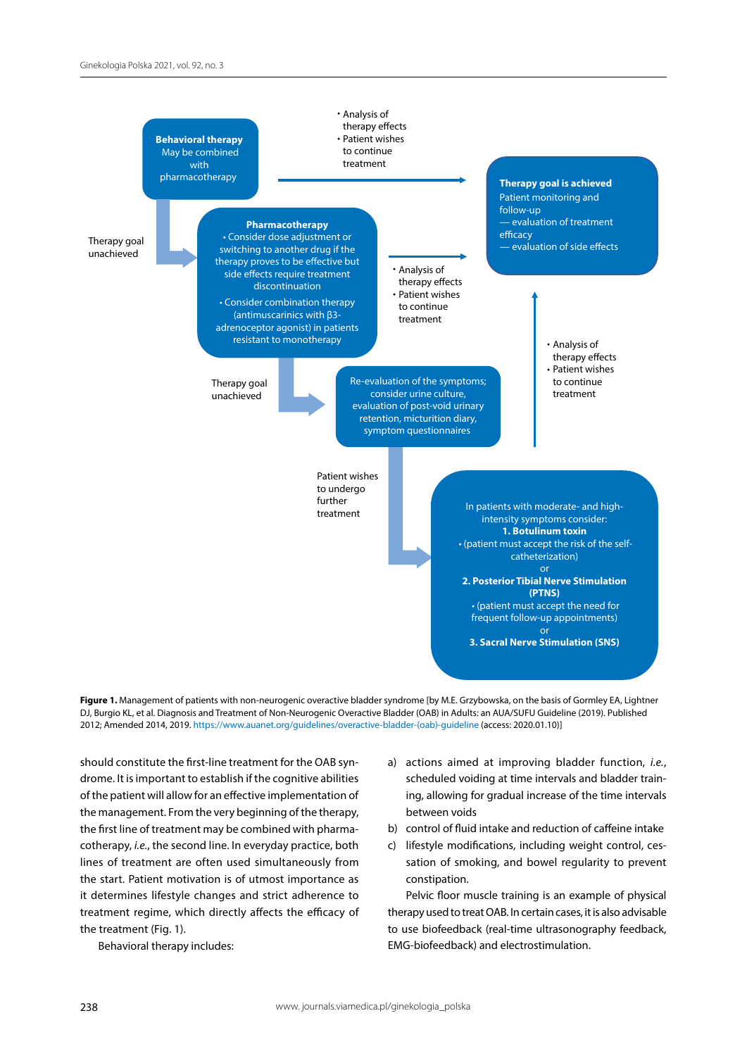**Behavioral therapy**
May be combined with pharmacotherapy

- Analysis of therapy effects
- Patient wishes to continue treatment

**Therapy goal is achieved**
Patient monitoring and follow-up
— evaluation of treatment efficacy
— evaluation of side effects

Therapy goal unachieved

**Pharmacotherapy**
- Consider dose adjustment or switching to another drug if the therapy proves to be effective but side effects require treatment discontinuation
- Consider combination therapy (antimuscarinics with β3-adrenoceptor agonist) in patients resistant to monotherapy

- Analysis of therapy effects
- Patient wishes to continue treatment

Therapy goal unachieved

Re-evaluation of the symptoms; consider urine culture, evaluation of post-void urinary retention, micturition diary, symptom questionnaires

- Analysis of therapy effects
- Patient wishes to continue treatment

Patient wishes to undergo further treatment

In patients with moderate- and high-intensity symptoms consider:
**1. Botulinum toxin**
- (patient must accept the risk of the self-catheterization)

or
**2. Posterior Tibial Nerve Stimulation (PTNS)**
- (patient must accept the need for frequent follow-up appointments)

or
**3. Sacral Nerve Stimulation (SNS)**

**Figure 1.** Management of patients with non-neurogenic overactive bladder syndrome [by M.E. Grzybowska, on the basis of Gormley EA, Lightner DJ, Burgio KL, et al. Diagnosis and Treatment of Non-Neurogenic Overactive Bladder (OAB) in Adults: an AUA/SUFU Guideline (2019). Published 2012; Amended 2014, 2019. https://www.auanet.org/guidelines/overactive-bladder-(oab)-guideline (access: 2020.01.10)]

should constitute the first-line treatment for the OAB syndrome. It is important to establish if the cognitive abilities of the patient will allow for an effective implementation of the management. From the very beginning of the therapy, the first line of treatment may be combined with pharmacotherapy, *i.e.*, the second line. In everyday practice, both lines of treatment are often used simultaneously from the start. Patient motivation is of utmost importance as it determines lifestyle changes and strict adherence to treatment regime, which directly affects the efficacy of the treatment (Fig. 1).

Behavioral therapy includes:

a) actions aimed at improving bladder function, *i.e.*, scheduled voiding at time intervals and bladder training, allowing for gradual increase of the time intervals between voids
b) control of fluid intake and reduction of caffeine intake
c) lifestyle modifications, including weight control, cessation of smoking, and bowel regularity to prevent constipation.

Pelvic floor muscle training is an example of physical therapy used to treat OAB. In certain cases, it is also advisable to use biofeedback (real-time ultrasonography feedback, EMG-biofeedback) and electrostimulation.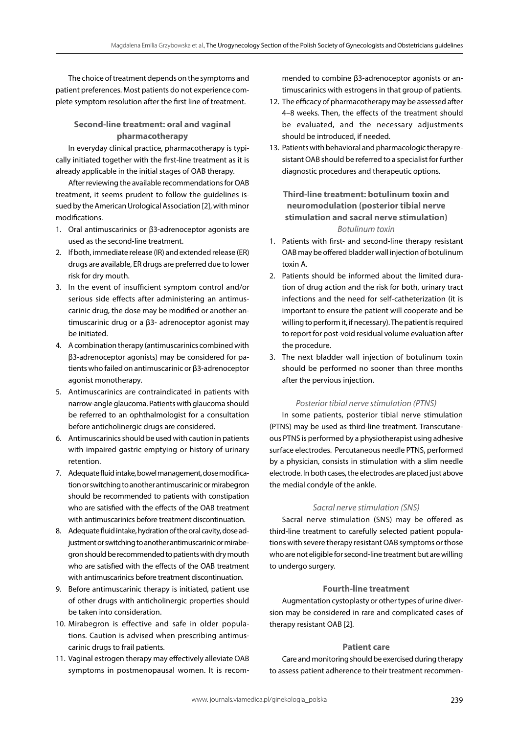The choice of treatment depends on the symptoms and patient preferences. Most patients do not experience complete symptom resolution after the first line of treatment.

## Second-line treatment: oral and vaginal pharmacotherapy

In everyday clinical practice, pharmacotherapy is typically initiated together with the first-line treatment as it is already applicable in the initial stages of OAB therapy.

After reviewing the available recommendations for OAB treatment, it seems prudent to follow the guidelines issued by the American Urological Association [2], with minor modifications.

1. Oral antimuscarinics or β3-adrenoceptor agonists are used as the second-line treatment.
2. If both, immediate release (IR) and extended release (ER) drugs are available, ER drugs are preferred due to lower risk for dry mouth.
3. In the event of insufficient symptom control and/or serious side effects after administering an antimuscarinic drug, the dose may be modified or another antimuscarinic drug or a β3- adrenoceptor agonist may be initiated.
4. A combination therapy (antimuscarinics combined with β3-adrenoceptor agonists) may be considered for patients who failed on antimuscarinic or β3-adrenoceptor agonist monotherapy.
5. Antimuscarinics are contraindicated in patients with narrow-angle glaucoma. Patients with glaucoma should be referred to an ophthalmologist for a consultation before anticholinergic drugs are considered.
6. Antimuscarinics should be used with caution in patients with impaired gastric emptying or history of urinary retention.
7. Adequate fluid intake, bowel management, dose modification or switching to another antimuscarinic or mirabegron should be recommended to patients with constipation who are satisfied with the effects of the OAB treatment with antimuscarinics before treatment discontinuation.
8. Adequate fluid intake, hydration of the oral cavity, dose adjustment or switching to another antimuscarinic or mirabegron should be recommended to patients with dry mouth who are satisfied with the effects of the OAB treatment with antimuscarinics before treatment discontinuation.
9. Before antimuscarinic therapy is initiated, patient use of other drugs with anticholinergic properties should be taken into consideration.
10. Mirabegron is effective and safe in older populations. Caution is advised when prescribing antimuscarinic drugs to frail patients.
11. Vaginal estrogen therapy may effectively alleviate OAB symptoms in postmenopausal women. It is recommended to combine β3-adrenoceptor agonists or antimuscarinics with estrogens in that group of patients.
12. The efficacy of pharmacotherapy may be assessed after 4–8 weeks. Then, the effects of the treatment should be evaluated, and the necessary adjustments should be introduced, if needed.
13. Patients with behavioral and pharmacologic therapy resistant OAB should be referred to a specialist for further diagnostic procedures and therapeutic options.

## Third-line treatment: botulinum toxin and neuromodulation (posterior tibial nerve stimulation and sacral nerve stimulation)

### *Botulinum toxin*

1. Patients with first- and second-line therapy resistant OAB may be offered bladder wall injection of botulinum toxin A.
2. Patients should be informed about the limited duration of drug action and the risk for both, urinary tract infections and the need for self-catheterization (it is important to ensure the patient will cooperate and be willing to perform it, if necessary). The patient is required to report for post-void residual volume evaluation after the procedure.
3. The next bladder wall injection of botulinum toxin should be performed no sooner than three months after the pervious injection.

### *Posterior tibial nerve stimulation (PTNS)*

In some patients, posterior tibial nerve stimulation (PTNS) may be used as third-line treatment. Transcutaneous PTNS is performed by a physiotherapist using adhesive surface electrodes. Percutaneous needle PTNS, performed by a physician, consists in stimulation with a slim needle electrode. In both cases, the electrodes are placed just above the medial condyle of the ankle.

### *Sacral nerve stimulation (SNS)*

Sacral nerve stimulation (SNS) may be offered as third-line treatment to carefully selected patient populations with severe therapy resistant OAB symptoms or those who are not eligible for second-line treatment but are willing to undergo surgery.

## Fourth-line treatment

Augmentation cystoplasty or other types of urine diversion may be considered in rare and complicated cases of therapy resistant OAB [2].

## Patient care

Care and monitoring should be exercised during therapy to assess patient adherence to their treatment recommen-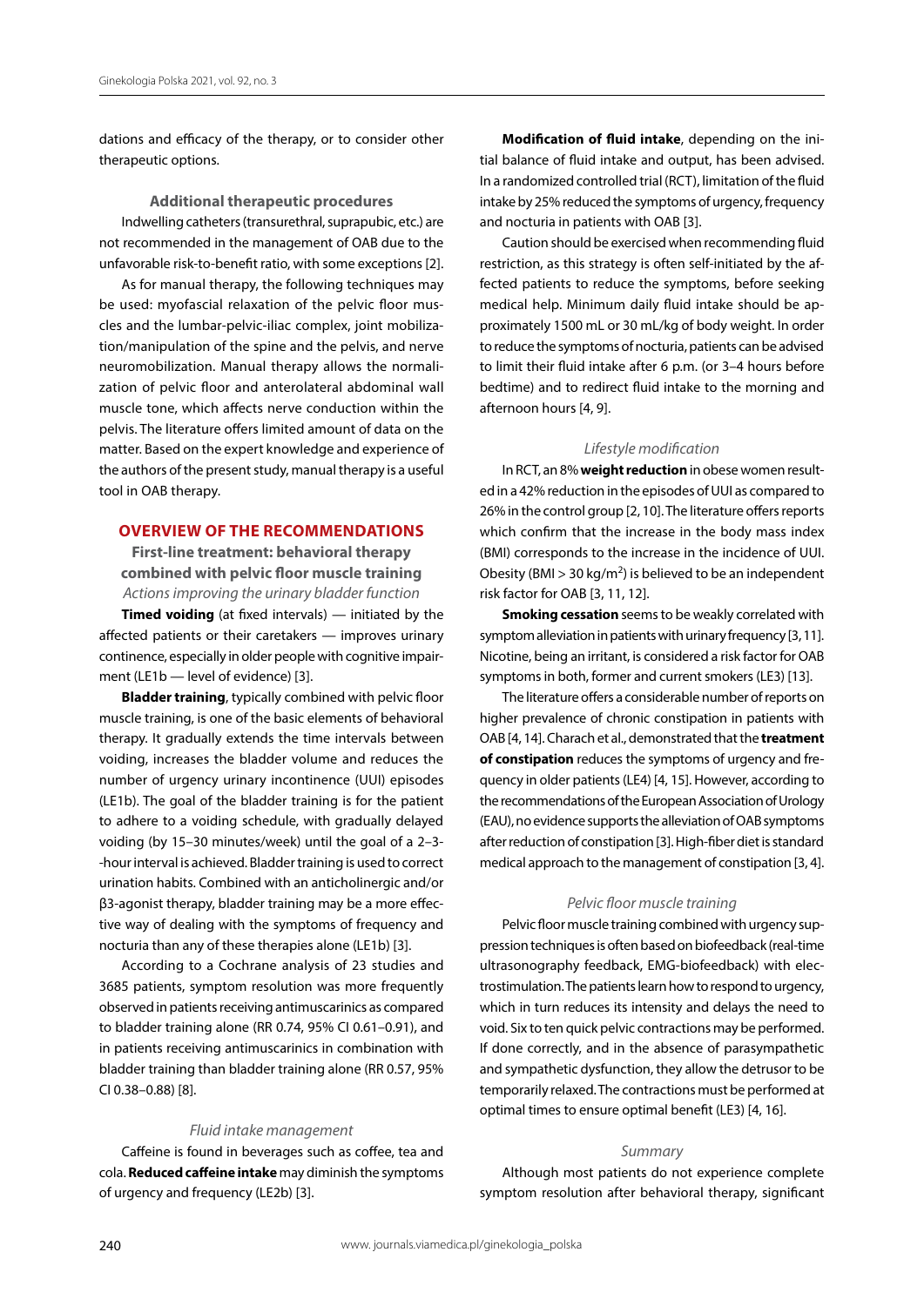dations and efficacy of the therapy, or to consider other therapeutic options.

### Additional therapeutic procedures

Indwelling catheters (transurethral, suprapubic, etc.) are not recommended in the management of OAB due to the unfavorable risk-to-benefit ratio, with some exceptions [2].

As for manual therapy, the following techniques may be used: myofascial relaxation of the pelvic floor muscles and the lumbar-pelvic-iliac complex, joint mobilization/manipulation of the spine and the pelvis, and nerve neuromobilization. Manual therapy allows the normalization of pelvic floor and anterolateral abdominal wall muscle tone, which affects nerve conduction within the pelvis. The literature offers limited amount of data on the matter. Based on the expert knowledge and experience of the authors of the present study, manual therapy is a useful tool in OAB therapy.

## OVERVIEW OF THE RECOMMENDATIONS

### First-line treatment: behavioral therapy combined with pelvic floor muscle training

*Actions improving the urinary bladder function*

**Timed voiding** (at fixed intervals) — initiated by the affected patients or their caretakers — improves urinary continence, especially in older people with cognitive impairment (LE1b — level of evidence) [3].

**Bladder training**, typically combined with pelvic floor muscle training, is one of the basic elements of behavioral therapy. It gradually extends the time intervals between voiding, increases the bladder volume and reduces the number of urgency urinary incontinence (UUI) episodes (LE1b). The goal of the bladder training is for the patient to adhere to a voiding schedule, with gradually delayed voiding (by 15–30 minutes/week) until the goal of a 2–3-hour interval is achieved. Bladder training is used to correct urination habits. Combined with an anticholinergic and/or β3-agonist therapy, bladder training may be a more effective way of dealing with the symptoms of frequency and nocturia than any of these therapies alone (LE1b) [3].

According to a Cochrane analysis of 23 studies and 3685 patients, symptom resolution was more frequently observed in patients receiving antimuscarinics as compared to bladder training alone (RR 0.74, 95% CI 0.61–0.91), and in patients receiving antimuscarinics in combination with bladder training than bladder training alone (RR 0.57, 95% CI 0.38–0.88) [8].

*Fluid intake management*

Caffeine is found in beverages such as coffee, tea and cola. **Reduced caffeine intake** may diminish the symptoms of urgency and frequency (LE2b) [3].

**Modification of fluid intake**, depending on the initial balance of fluid intake and output, has been advised. In a randomized controlled trial (RCT), limitation of the fluid intake by 25% reduced the symptoms of urgency, frequency and nocturia in patients with OAB [3].

Caution should be exercised when recommending fluid restriction, as this strategy is often self-initiated by the affected patients to reduce the symptoms, before seeking medical help. Minimum daily fluid intake should be approximately 1500 mL or 30 mL/kg of body weight. In order to reduce the symptoms of nocturia, patients can be advised to limit their fluid intake after 6 p.m. (or 3–4 hours before bedtime) and to redirect fluid intake to the morning and afternoon hours [4, 9].

*Lifestyle modification*

In RCT, an 8% **weight reduction** in obese women resulted in a 42% reduction in the episodes of UUI as compared to 26% in the control group [2, 10]. The literature offers reports which confirm that the increase in the body mass index (BMI) corresponds to the increase in the incidence of UUI. Obesity (BMI > 30 kg/m$^2$) is believed to be an independent risk factor for OAB [3, 11, 12].

**Smoking cessation** seems to be weakly correlated with symptom alleviation in patients with urinary frequency [3, 11]. Nicotine, being an irritant, is considered a risk factor for OAB symptoms in both, former and current smokers (LE3) [13].

The literature offers a considerable number of reports on higher prevalence of chronic constipation in patients with OAB [4, 14]. Charach et al., demonstrated that the **treatment of constipation** reduces the symptoms of urgency and frequency in older patients (LE4) [4, 15]. However, according to the recommendations of the European Association of Urology (EAU), no evidence supports the alleviation of OAB symptoms after reduction of constipation [3]. High-fiber diet is standard medical approach to the management of constipation [3, 4].

*Pelvic floor muscle training*

Pelvic floor muscle training combined with urgency suppression techniques is often based on biofeedback (real-time ultrasonography feedback, EMG-biofeedback) with electrostimulation. The patients learn how to respond to urgency, which in turn reduces its intensity and delays the need to void. Six to ten quick pelvic contractions may be performed. If done correctly, and in the absence of parasympathetic and sympathetic dysfunction, they allow the detrusor to be temporarily relaxed. The contractions must be performed at optimal times to ensure optimal benefit (LE3) [4, 16].

*Summary*

Although most patients do not experience complete symptom resolution after behavioral therapy, significant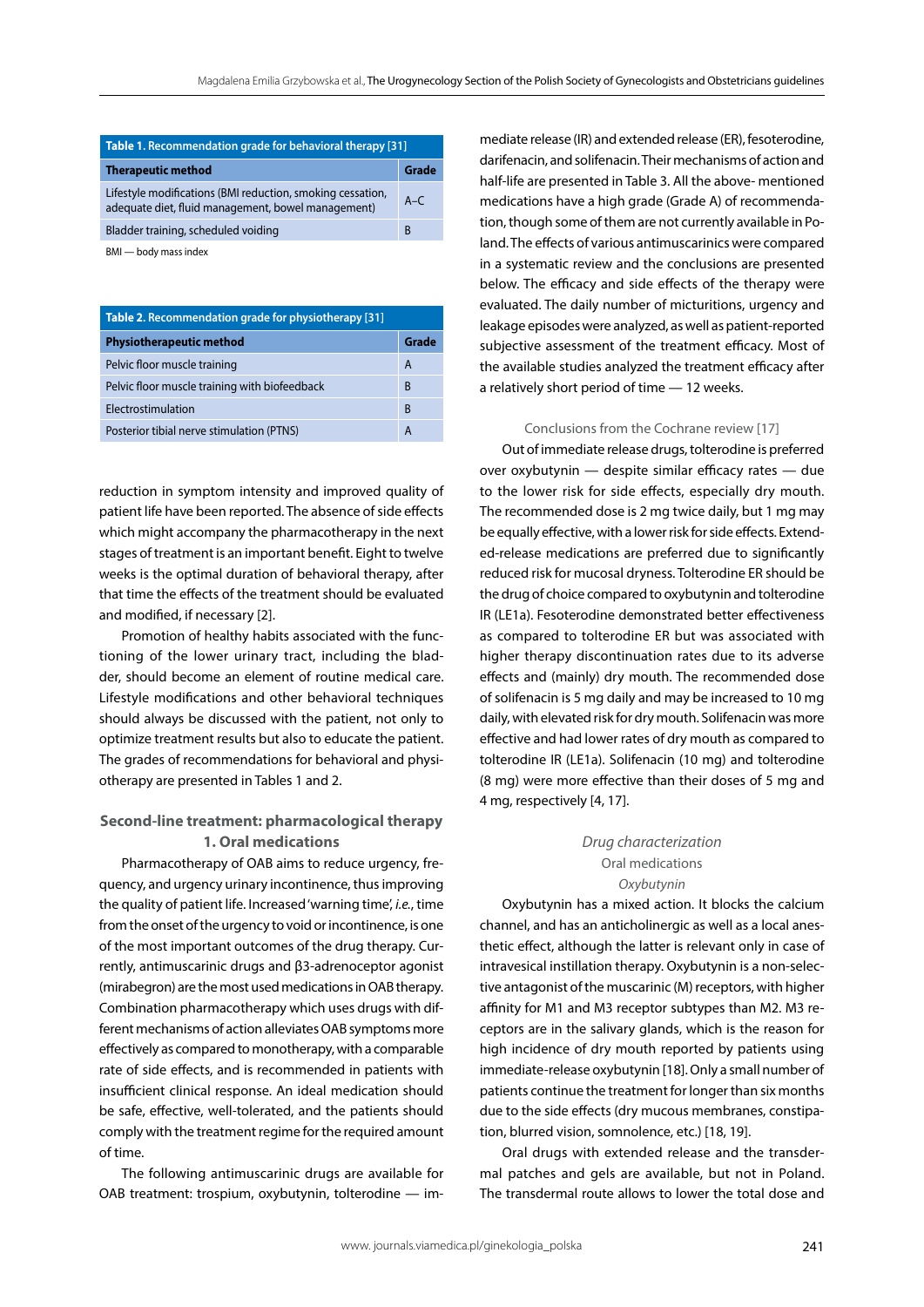**Table 1.** Recommendation grade for behavioral therapy [31]

| Therapeutic method | Grade |
|---|---|
| Lifestyle modifications (BMI reduction, smoking cessation, adequate diet, fluid management, bowel management) | A–C |
| Bladder training, scheduled voiding | B |

BMI — body mass index

**Table 2.** Recommendation grade for physiotherapy [31]

| Physiotherapeutic method | Grade |
|---|---|
| Pelvic floor muscle training | A |
| Pelvic floor muscle training with biofeedback | B |
| Electrostimulation | B |
| Posterior tibial nerve stimulation (PTNS) | A |

reduction in symptom intensity and improved quality of patient life have been reported. The absence of side effects which might accompany the pharmacotherapy in the next stages of treatment is an important benefit. Eight to twelve weeks is the optimal duration of behavioral therapy, after that time the effects of the treatment should be evaluated and modified, if necessary [2].

Promotion of healthy habits associated with the functioning of the lower urinary tract, including the bladder, should become an element of routine medical care. Lifestyle modifications and other behavioral techniques should always be discussed with the patient, not only to optimize treatment results but also to educate the patient. The grades of recommendations for behavioral and physiotherapy are presented in Tables 1 and 2.

## Second-line treatment: pharmacological therapy

### 1. Oral medications

Pharmacotherapy of OAB aims to reduce urgency, frequency, and urgency urinary incontinence, thus improving the quality of patient life. Increased 'warning time', *i.e.*, time from the onset of the urgency to void or incontinence, is one of the most important outcomes of the drug therapy. Currently, antimuscarinic drugs and β3-adrenoceptor agonist (mirabegron) are the most used medications in OAB therapy. Combination pharmacotherapy which uses drugs with different mechanisms of action alleviates OAB symptoms more effectively as compared to monotherapy, with a comparable rate of side effects, and is recommended in patients with insufficient clinical response. An ideal medication should be safe, effective, well-tolerated, and the patients should comply with the treatment regime for the required amount of time.

The following antimuscarinic drugs are available for OAB treatment: trospium, oxybutynin, tolterodine — immediate release (IR) and extended release (ER), fesoterodine, darifenacin, and solifenacin. Their mechanisms of action and half-life are presented in Table 3. All the above- mentioned medications have a high grade (Grade A) of recommendation, though some of them are not currently available in Poland. The effects of various antimuscarinics were compared in a systematic review and the conclusions are presented below. The efficacy and side effects of the therapy were evaluated. The daily number of micturitions, urgency and leakage episodes were analyzed, as well as patient-reported subjective assessment of the treatment efficacy. Most of the available studies analyzed the treatment efficacy after a relatively short period of time — 12 weeks.

#### Conclusions from the Cochrane review [17]

Out of immediate release drugs, tolterodine is preferred over oxybutynin — despite similar efficacy rates — due to the lower risk for side effects, especially dry mouth. The recommended dose is 2 mg twice daily, but 1 mg may be equally effective, with a lower risk for side effects. Extended-release medications are preferred due to significantly reduced risk for mucosal dryness. Tolterodine ER should be the drug of choice compared to oxybutynin and tolterodine IR (LE1a). Fesoterodine demonstrated better effectiveness as compared to tolterodine ER but was associated with higher therapy discontinuation rates due to its adverse effects and (mainly) dry mouth. The recommended dose of solifenacin is 5 mg daily and may be increased to 10 mg daily, with elevated risk for dry mouth. Solifenacin was more effective and had lower rates of dry mouth as compared to tolterodine IR (LE1a). Solifenacin (10 mg) and tolterodine (8 mg) were more effective than their doses of 5 mg and 4 mg, respectively [4, 17].

#### *Drug characterization*

##### Oral medications

##### *Oxybutynin*

Oxybutynin has a mixed action. It blocks the calcium channel, and has an anticholinergic as well as a local anesthetic effect, although the latter is relevant only in case of intravesical instillation therapy. Oxybutynin is a non-selective antagonist of the muscarinic (M) receptors, with higher affinity for M1 and M3 receptor subtypes than M2. M3 receptors are in the salivary glands, which is the reason for high incidence of dry mouth reported by patients using immediate-release oxybutynin [18]. Only a small number of patients continue the treatment for longer than six months due to the side effects (dry mucous membranes, constipation, blurred vision, somnolence, etc.) [18, 19].

Oral drugs with extended release and the transdermal patches and gels are available, but not in Poland. The transdermal route allows to lower the total dose and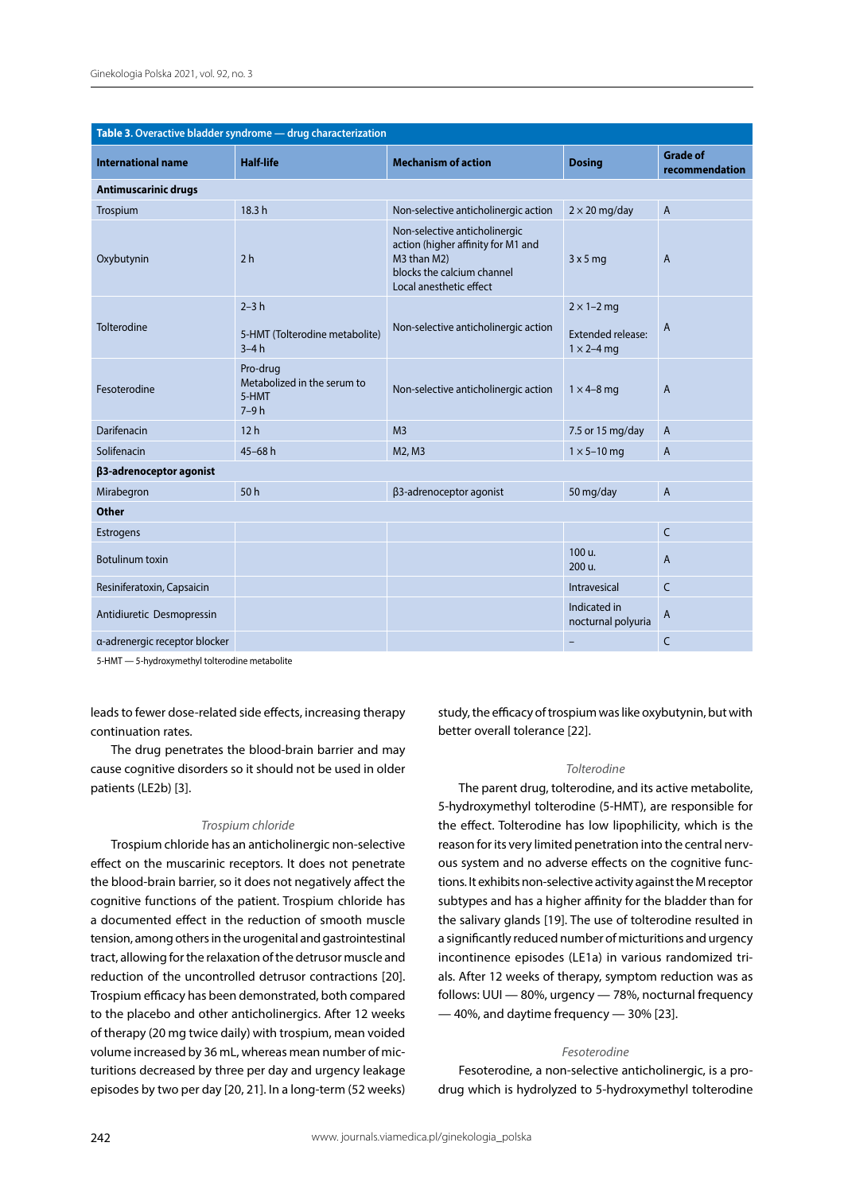**Table 3. Overactive bladder syndrome — drug characterization**

| International name | Half-life | Mechanism of action | Dosing | Grade of recommendation |
|---|---|---|---|---|
| **Antimuscarinic drugs** | | | | |
| Trospium | 18.3 h | Non-selective anticholinergic action | 2 × 20 mg/day | A |
| Oxybutynin | 2 h | Non-selective anticholinergic action (higher affinity for M1 and M3 than M2) blocks the calcium channel Local anesthetic effect | 3 x 5 mg | A |
| Tolterodine | 2–3 h 5-HMT (Tolterodine metabolite) 3–4 h | Non-selective anticholinergic action | 2 × 1–2 mg Extended release: 1 × 2–4 mg | A |
| Fesoterodine | Pro-drug Metabolized in the serum to 5-HMT 7–9 h | Non-selective anticholinergic action | 1 × 4–8 mg | A |
| Darifenacin | 12 h | M3 | 7.5 or 15 mg/day | A |
| Solifenacin | 45–68 h | M2, M3 | 1 × 5–10 mg | A |
| **β3-adrenoceptor agonist** | | | | |
| Mirabegron | 50 h | β3-adrenoceptor agonist | 50 mg/day | A |
| **Other** | | | | |
| Estrogens | | | | C |
| Botulinum toxin | | | 100 u. 200 u. | A |
| Resiniferatoxin, Capsaicin | | | Intravesical | C |
| Antidiuretic Desmopressin | | | Indicated in nocturnal polyuria | A |
| α-adrenergic receptor blocker | | | – | C |

5-HMT — 5-hydroxymethyl tolterodine metabolite

leads to fewer dose-related side effects, increasing therapy continuation rates.

The drug penetrates the blood-brain barrier and may cause cognitive disorders so it should not be used in older patients (LE2b) [3].

*Trospium chloride*

Trospium chloride has an anticholinergic non-selective effect on the muscarinic receptors. It does not penetrate the blood-brain barrier, so it does not negatively affect the cognitive functions of the patient. Trospium chloride has a documented effect in the reduction of smooth muscle tension, among others in the urogenital and gastrointestinal tract, allowing for the relaxation of the detrusor muscle and reduction of the uncontrolled detrusor contractions [20]. Trospium efficacy has been demonstrated, both compared to the placebo and other anticholinergics. After 12 weeks of therapy (20 mg twice daily) with trospium, mean voided volume increased by 36 mL, whereas mean number of micturitions decreased by three per day and urgency leakage episodes by two per day [20, 21]. In a long-term (52 weeks) study, the efficacy of trospium was like oxybutynin, but with better overall tolerance [22].

*Tolterodine*

The parent drug, tolterodine, and its active metabolite, 5-hydroxymethyl tolterodine (5-HMT), are responsible for the effect. Tolterodine has low lipophilicity, which is the reason for its very limited penetration into the central nervous system and no adverse effects on the cognitive functions. It exhibits non-selective activity against the M receptor subtypes and has a higher affinity for the bladder than for the salivary glands [19]. The use of tolterodine resulted in a significantly reduced number of micturitions and urgency incontinence episodes (LE1a) in various randomized trials. After 12 weeks of therapy, symptom reduction was as follows: UUI — 80%, urgency — 78%, nocturnal frequency — 40%, and daytime frequency — 30% [23].

*Fesoterodine*

Fesoterodine, a non-selective anticholinergic, is a prodrug which is hydrolyzed to 5-hydroxymethyl tolterodine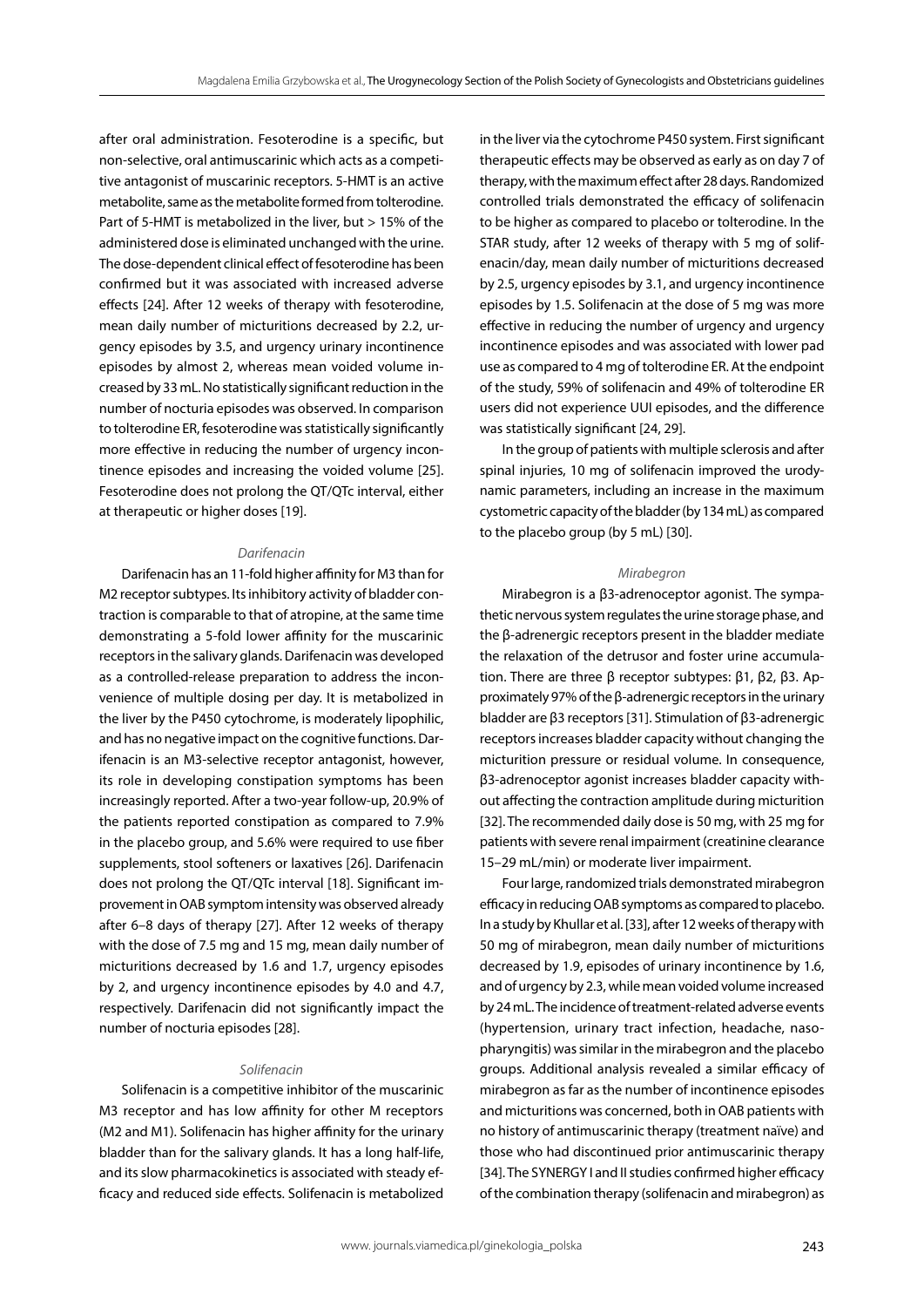after oral administration. Fesoterodine is a specific, but non-selective, oral antimuscarinic which acts as a competitive antagonist of muscarinic receptors. 5-HMT is an active metabolite, same as the metabolite formed from tolterodine. Part of 5-HMT is metabolized in the liver, but > 15% of the administered dose is eliminated unchanged with the urine. The dose-dependent clinical effect of fesoterodine has been confirmed but it was associated with increased adverse effects [24]. After 12 weeks of therapy with fesoterodine, mean daily number of micturitions decreased by 2.2, urgency episodes by 3.5, and urgency urinary incontinence episodes by almost 2, whereas mean voided volume increased by 33 mL. No statistically significant reduction in the number of nocturia episodes was observed. In comparison to tolterodine ER, fesoterodine was statistically significantly more effective in reducing the number of urgency incontinence episodes and increasing the voided volume [25]. Fesoterodine does not prolong the QT/QTc interval, either at therapeutic or higher doses [19].

*Darifenacin*

Darifenacin has an 11-fold higher affinity for M3 than for M2 receptor subtypes. Its inhibitory activity of bladder contraction is comparable to that of atropine, at the same time demonstrating a 5-fold lower affinity for the muscarinic receptors in the salivary glands. Darifenacin was developed as a controlled-release preparation to address the inconvenience of multiple dosing per day. It is metabolized in the liver by the P450 cytochrome, is moderately lipophilic, and has no negative impact on the cognitive functions. Darifenacin is an M3-selective receptor antagonist, however, its role in developing constipation symptoms has been increasingly reported. After a two-year follow-up, 20.9% of the patients reported constipation as compared to 7.9% in the placebo group, and 5.6% were required to use fiber supplements, stool softeners or laxatives [26]. Darifenacin does not prolong the QT/QTc interval [18]. Significant improvement in OAB symptom intensity was observed already after 6–8 days of therapy [27]. After 12 weeks of therapy with the dose of 7.5 mg and 15 mg, mean daily number of micturitions decreased by 1.6 and 1.7, urgency episodes by 2, and urgency incontinence episodes by 4.0 and 4.7, respectively. Darifenacin did not significantly impact the number of nocturia episodes [28].

*Solifenacin*

Solifenacin is a competitive inhibitor of the muscarinic M3 receptor and has low affinity for other M receptors (M2 and M1). Solifenacin has higher affinity for the urinary bladder than for the salivary glands. It has a long half-life, and its slow pharmacokinetics is associated with steady efficacy and reduced side effects. Solifenacin is metabolized in the liver via the cytochrome P450 system. First significant therapeutic effects may be observed as early as on day 7 of therapy, with the maximum effect after 28 days. Randomized controlled trials demonstrated the efficacy of solifenacin to be higher as compared to placebo or tolterodine. In the STAR study, after 12 weeks of therapy with 5 mg of solifenacin/day, mean daily number of micturitions decreased by 2.5, urgency episodes by 3.1, and urgency incontinence episodes by 1.5. Solifenacin at the dose of 5 mg was more effective in reducing the number of urgency and urgency incontinence episodes and was associated with lower pad use as compared to 4 mg of tolterodine ER. At the endpoint of the study, 59% of solifenacin and 49% of tolterodine ER users did not experience UUI episodes, and the difference was statistically significant [24, 29].

In the group of patients with multiple sclerosis and after spinal injuries, 10 mg of solifenacin improved the urodynamic parameters, including an increase in the maximum cystometric capacity of the bladder (by 134 mL) as compared to the placebo group (by 5 mL) [30].

*Mirabegron*

Mirabegron is a β3-adrenoceptor agonist. The sympathetic nervous system regulates the urine storage phase, and the β-adrenergic receptors present in the bladder mediate the relaxation of the detrusor and foster urine accumulation. There are three β receptor subtypes: β1, β2, β3. Approximately 97% of the β-adrenergic receptors in the urinary bladder are β3 receptors [31]. Stimulation of β3-adrenergic receptors increases bladder capacity without changing the micturition pressure or residual volume. In consequence, β3-adrenoceptor agonist increases bladder capacity without affecting the contraction amplitude during micturition [32]. The recommended daily dose is 50 mg, with 25 mg for patients with severe renal impairment (creatinine clearance 15–29 mL/min) or moderate liver impairment.

Four large, randomized trials demonstrated mirabegron efficacy in reducing OAB symptoms as compared to placebo. In a study by Khullar et al. [33], after 12 weeks of therapy with 50 mg of mirabegron, mean daily number of micturitions decreased by 1.9, episodes of urinary incontinence by 1.6, and of urgency by 2.3, while mean voided volume increased by 24 mL. The incidence of treatment-related adverse events (hypertension, urinary tract infection, headache, nasopharyngitis) was similar in the mirabegron and the placebo groups. Additional analysis revealed a similar efficacy of mirabegron as far as the number of incontinence episodes and micturitions was concerned, both in OAB patients with no history of antimuscarinic therapy (treatment naïve) and those who had discontinued prior antimuscarinic therapy [34]. The SYNERGY I and II studies confirmed higher efficacy of the combination therapy (solifenacin and mirabegron) as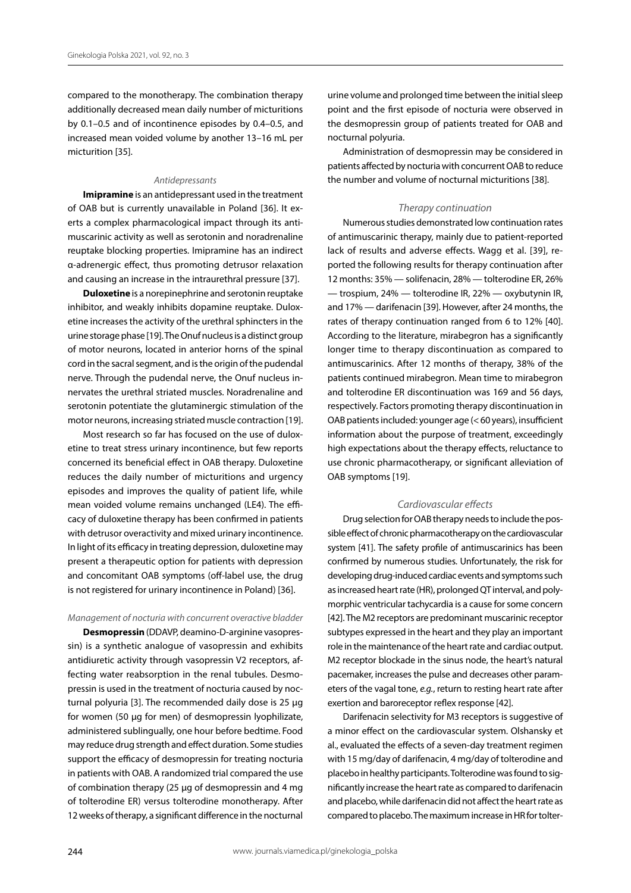compared to the monotherapy. The combination therapy additionally decreased mean daily number of micturitions by 0.1–0.5 and of incontinence episodes by 0.4–0.5, and increased mean voided volume by another 13–16 mL per micturition [35].

### *Antidepressants*

**Imipramine** is an antidepressant used in the treatment of OAB but is currently unavailable in Poland [36]. It exerts a complex pharmacological impact through its antimuscarinic activity as well as serotonin and noradrenaline reuptake blocking properties. Imipramine has an indirect α-adrenergic effect, thus promoting detrusor relaxation and causing an increase in the intraurethral pressure [37].

**Duloxetine** is a norepinephrine and serotonin reuptake inhibitor, and weakly inhibits dopamine reuptake. Duloxetine increases the activity of the urethral sphincters in the urine storage phase [19]. The Onuf nucleus is a distinct group of motor neurons, located in anterior horns of the spinal cord in the sacral segment, and is the origin of the pudendal nerve. Through the pudendal nerve, the Onuf nucleus innervates the urethral striated muscles. Noradrenaline and serotonin potentiate the glutaminergic stimulation of the motor neurons, increasing striated muscle contraction [19].

Most research so far has focused on the use of duloxetine to treat stress urinary incontinence, but few reports concerned its beneficial effect in OAB therapy. Duloxetine reduces the daily number of micturitions and urgency episodes and improves the quality of patient life, while mean voided volume remains unchanged (LE4). The efficacy of duloxetine therapy has been confirmed in patients with detrusor overactivity and mixed urinary incontinence. In light of its efficacy in treating depression, duloxetine may present a therapeutic option for patients with depression and concomitant OAB symptoms (off-label use, the drug is not registered for urinary incontinence in Poland) [36].

### *Management of nocturia with concurrent overactive bladder*

**Desmopressin** (DDAVP, deamino-D-arginine vasopressin) is a synthetic analogue of vasopressin and exhibits antidiuretic activity through vasopressin V2 receptors, affecting water reabsorption in the renal tubules. Desmopressin is used in the treatment of nocturia caused by nocturnal polyuria [3]. The recommended daily dose is 25 µg for women (50 µg for men) of desmopressin lyophilizate, administered sublingually, one hour before bedtime. Food may reduce drug strength and effect duration. Some studies support the efficacy of desmopressin for treating nocturia in patients with OAB. A randomized trial compared the use of combination therapy (25 µg of desmopressin and 4 mg of tolterodine ER) versus tolterodine monotherapy. After 12 weeks of therapy, a significant difference in the nocturnal urine volume and prolonged time between the initial sleep point and the first episode of nocturia were observed in the desmopressin group of patients treated for OAB and nocturnal polyuria.

Administration of desmopressin may be considered in patients affected by nocturia with concurrent OAB to reduce the number and volume of nocturnal micturitions [38].

### *Therapy continuation*

Numerous studies demonstrated low continuation rates of antimuscarinic therapy, mainly due to patient-reported lack of results and adverse effects. Wagg et al. [39], reported the following results for therapy continuation after 12 months: 35% — solifenacin, 28% — tolterodine ER, 26% — trospium, 24% — tolterodine IR, 22% — oxybutynin IR, and 17% — darifenacin [39]. However, after 24 months, the rates of therapy continuation ranged from 6 to 12% [40]. According to the literature, mirabegron has a significantly longer time to therapy discontinuation as compared to antimuscarinics. After 12 months of therapy, 38% of the patients continued mirabegron. Mean time to mirabegron and tolterodine ER discontinuation was 169 and 56 days, respectively. Factors promoting therapy discontinuation in OAB patients included: younger age (< 60 years), insufficient information about the purpose of treatment, exceedingly high expectations about the therapy effects, reluctance to use chronic pharmacotherapy, or significant alleviation of OAB symptoms [19].

### *Cardiovascular effects*

Drug selection for OAB therapy needs to include the possible effect of chronic pharmacotherapy on the cardiovascular system [41]. The safety profile of antimuscarinics has been confirmed by numerous studies. Unfortunately, the risk for developing drug-induced cardiac events and symptoms such as increased heart rate (HR), prolonged QT interval, and polymorphic ventricular tachycardia is a cause for some concern [42]. The M2 receptors are predominant muscarinic receptor subtypes expressed in the heart and they play an important role in the maintenance of the heart rate and cardiac output. M2 receptor blockade in the sinus node, the heart's natural pacemaker, increases the pulse and decreases other parameters of the vagal tone, *e.g.*, return to resting heart rate after exertion and baroreceptor reflex response [42].

Darifenacin selectivity for M3 receptors is suggestive of a minor effect on the cardiovascular system. Olshansky et al., evaluated the effects of a seven-day treatment regimen with 15 mg/day of darifenacin, 4 mg/day of tolterodine and placebo in healthy participants. Tolterodine was found to significantly increase the heart rate as compared to darifenacin and placebo, while darifenacin did not affect the heart rate as compared to placebo. The maximum increase in HR for tolter-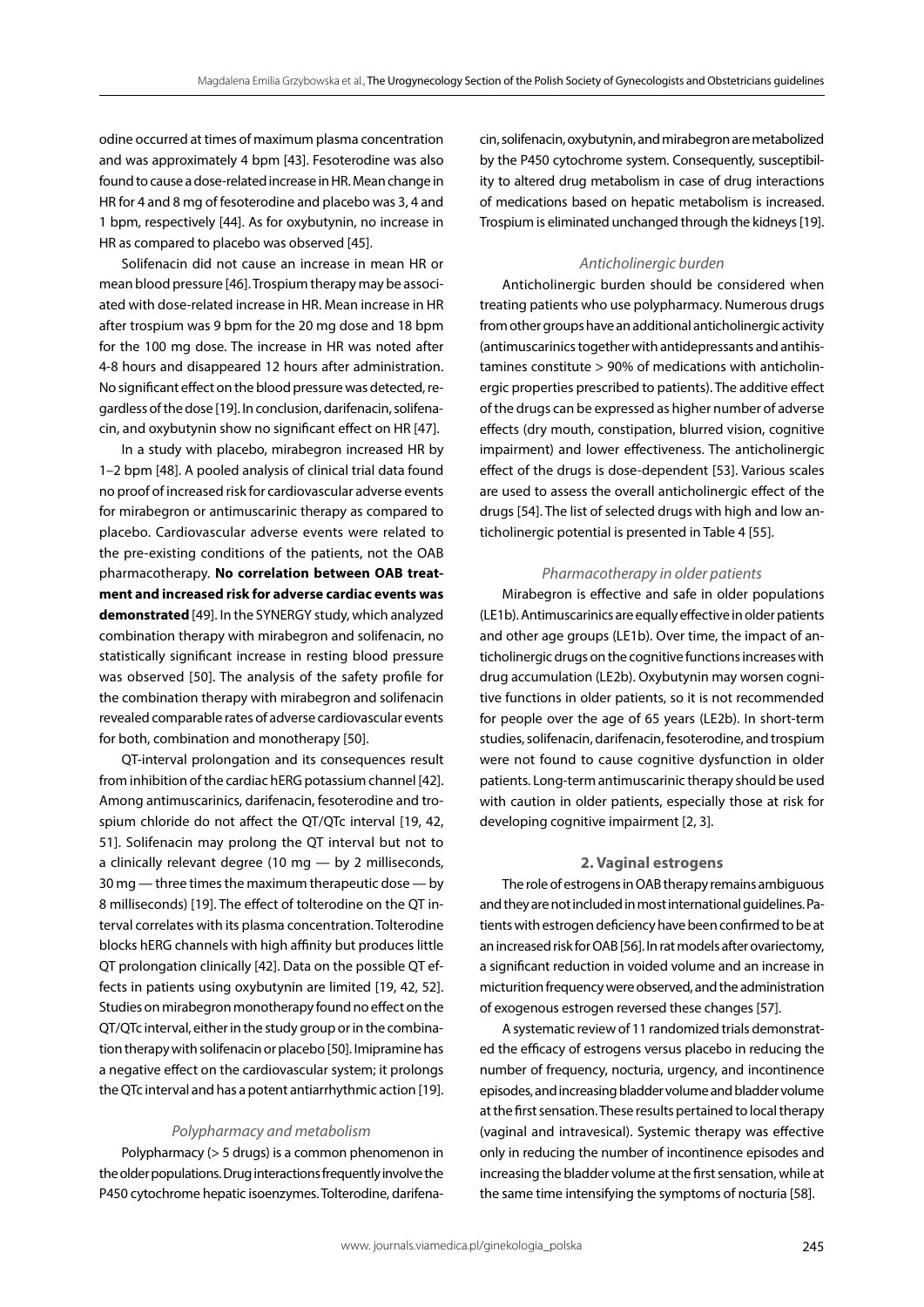odine occurred at times of maximum plasma concentration and was approximately 4 bpm [43]. Fesoterodine was also found to cause a dose-related increase in HR. Mean change in HR for 4 and 8 mg of fesoterodine and placebo was 3, 4 and 1 bpm, respectively [44]. As for oxybutynin, no increase in HR as compared to placebo was observed [45].

Solifenacin did not cause an increase in mean HR or mean blood pressure [46]. Trospium therapy may be associated with dose-related increase in HR. Mean increase in HR after trospium was 9 bpm for the 20 mg dose and 18 bpm for the 100 mg dose. The increase in HR was noted after 4-8 hours and disappeared 12 hours after administration. No significant effect on the blood pressure was detected, regardless of the dose [19]. In conclusion, darifenacin, solifenacin, and oxybutynin show no significant effect on HR [47].

In a study with placebo, mirabegron increased HR by 1–2 bpm [48]. A pooled analysis of clinical trial data found no proof of increased risk for cardiovascular adverse events for mirabegron or antimuscarinic therapy as compared to placebo. Cardiovascular adverse events were related to the pre-existing conditions of the patients, not the OAB pharmacotherapy. **No correlation between OAB treatment and increased risk for adverse cardiac events was demonstrated** [49]. In the SYNERGY study, which analyzed combination therapy with mirabegron and solifenacin, no statistically significant increase in resting blood pressure was observed [50]. The analysis of the safety profile for the combination therapy with mirabegron and solifenacin revealed comparable rates of adverse cardiovascular events for both, combination and monotherapy [50].

QT-interval prolongation and its consequences result from inhibition of the cardiac hERG potassium channel [42]. Among antimuscarinics, darifenacin, fesoterodine and trospium chloride do not affect the QT/QTc interval [19, 42, 51]. Solifenacin may prolong the QT interval but not to a clinically relevant degree (10 mg — by 2 milliseconds, 30 mg — three times the maximum therapeutic dose — by 8 milliseconds) [19]. The effect of tolterodine on the QT interval correlates with its plasma concentration. Tolterodine blocks hERG channels with high affinity but produces little QT prolongation clinically [42]. Data on the possible QT effects in patients using oxybutynin are limited [19, 42, 52]. Studies on mirabegron monotherapy found no effect on the QT/QTc interval, either in the study group or in the combination therapy with solifenacin or placebo [50]. Imipramine has a negative effect on the cardiovascular system; it prolongs the QTc interval and has a potent antiarrhythmic action [19].

*Polypharmacy and metabolism*

Polypharmacy (> 5 drugs) is a common phenomenon in the older populations. Drug interactions frequently involve the P450 cytochrome hepatic isoenzymes. Tolterodine, darifenacin, solifenacin, oxybutynin, and mirabegron are metabolized by the P450 cytochrome system. Consequently, susceptibility to altered drug metabolism in case of drug interactions of medications based on hepatic metabolism is increased. Trospium is eliminated unchanged through the kidneys [19].

*Anticholinergic burden*

Anticholinergic burden should be considered when treating patients who use polypharmacy. Numerous drugs from other groups have an additional anticholinergic activity (antimuscarinics together with antidepressants and antihistamines constitute > 90% of medications with anticholinergic properties prescribed to patients). The additive effect of the drugs can be expressed as higher number of adverse effects (dry mouth, constipation, blurred vision, cognitive impairment) and lower effectiveness. The anticholinergic effect of the drugs is dose-dependent [53]. Various scales are used to assess the overall anticholinergic effect of the drugs [54]. The list of selected drugs with high and low anticholinergic potential is presented in Table 4 [55].

*Pharmacotherapy in older patients*

Mirabegron is effective and safe in older populations (LE1b). Antimuscarinics are equally effective in older patients and other age groups (LE1b). Over time, the impact of anticholinergic drugs on the cognitive functions increases with drug accumulation (LE2b). Oxybutynin may worsen cognitive functions in older patients, so it is not recommended for people over the age of 65 years (LE2b). In short-term studies, solifenacin, darifenacin, fesoterodine, and trospium were not found to cause cognitive dysfunction in older patients. Long-term antimuscarinic therapy should be used with caution in older patients, especially those at risk for developing cognitive impairment [2, 3].

**2. Vaginal estrogens**

The role of estrogens in OAB therapy remains ambiguous and they are not included in most international guidelines. Patients with estrogen deficiency have been confirmed to be at an increased risk for OAB [56]. In rat models after ovariectomy, a significant reduction in voided volume and an increase in micturition frequency were observed, and the administration of exogenous estrogen reversed these changes [57].

A systematic review of 11 randomized trials demonstrated the efficacy of estrogens versus placebo in reducing the number of frequency, nocturia, urgency, and incontinence episodes, and increasing bladder volume and bladder volume at the first sensation. These results pertained to local therapy (vaginal and intravesical). Systemic therapy was effective only in reducing the number of incontinence episodes and increasing the bladder volume at the first sensation, while at the same time intensifying the symptoms of nocturia [58].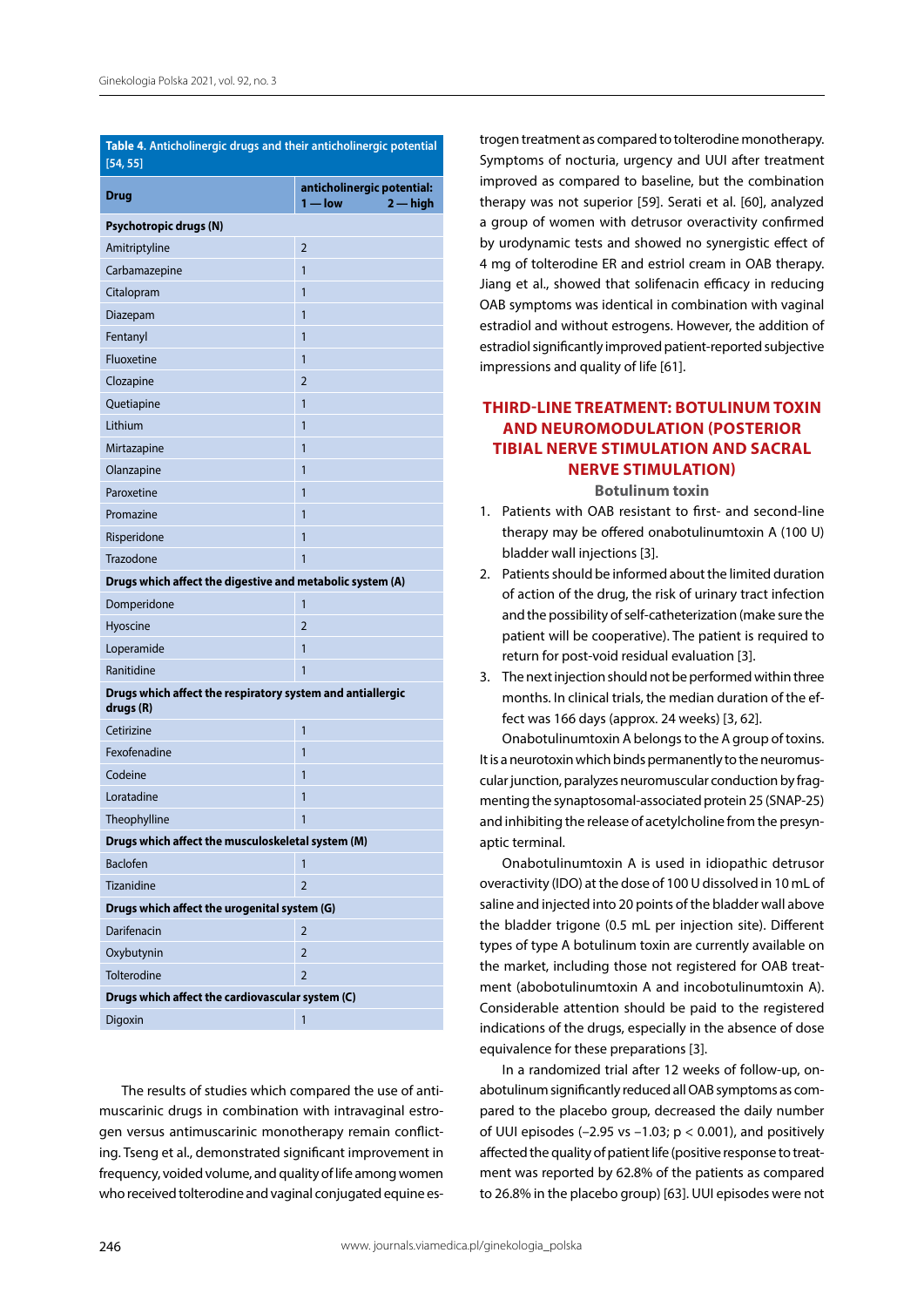**Table 4. Anticholinergic drugs and their anticholinergic potential [54, 55]**

| Drug | anticholinergic potential: 1 — low 2 — high |
|---|---|
| **Psychotropic drugs (N)** | |
| Amitriptyline | 2 |
| Carbamazepine | 1 |
| Citalopram | 1 |
| Diazepam | 1 |
| Fentanyl | 1 |
| Fluoxetine | 1 |
| Clozapine | 2 |
| Quetiapine | 1 |
| Lithium | 1 |
| Mirtazapine | 1 |
| Olanzapine | 1 |
| Paroxetine | 1 |
| Promazine | 1 |
| Risperidone | 1 |
| Trazodone | 1 |
| **Drugs which affect the digestive and metabolic system (A)** | |
| Domperidone | 1 |
| Hyoscine | 2 |
| Loperamide | 1 |
| Ranitidine | 1 |
| **Drugs which affect the respiratory system and antiallergic drugs (R)** | |
| Cetirizine | 1 |
| Fexofenadine | 1 |
| Codeine | 1 |
| Loratadine | 1 |
| Theophylline | 1 |
| **Drugs which affect the musculoskeletal system (M)** | |
| Baclofen | 1 |
| Tizanidine | 2 |
| **Drugs which affect the urogenital system (G)** | |
| Darifenacin | 2 |
| Oxybutynin | 2 |
| Tolterodine | 2 |
| **Drugs which affect the cardiovascular system (C)** | |
| Digoxin | 1 |

The results of studies which compared the use of antimuscarinic drugs in combination with intravaginal estrogen versus antimuscarinic monotherapy remain conflicting. Tseng et al., demonstrated significant improvement in frequency, voided volume, and quality of life among women who received tolterodine and vaginal conjugated equine estrogen treatment as compared to tolterodine monotherapy. Symptoms of nocturia, urgency and UUI after treatment improved as compared to baseline, but the combination therapy was not superior [59]. Serati et al. [60], analyzed a group of women with detrusor overactivity confirmed by urodynamic tests and showed no synergistic effect of 4 mg of tolterodine ER and estriol cream in OAB therapy. Jiang et al., showed that solifenacin efficacy in reducing OAB symptoms was identical in combination with vaginal estradiol and without estrogens. However, the addition of estradiol significantly improved patient-reported subjective impressions and quality of life [61].

## THIRD-LINE TREATMENT: BOTULINUM TOXIN AND NEUROMODULATION (POSTERIOR TIBIAL NERVE STIMULATION AND SACRAL NERVE STIMULATION)

### Botulinum toxin

1. Patients with OAB resistant to first- and second-line therapy may be offered onabotulinumtoxin A (100 U) bladder wall injections [3].
2. Patients should be informed about the limited duration of action of the drug, the risk of urinary tract infection and the possibility of self-catheterization (make sure the patient will be cooperative). The patient is required to return for post-void residual evaluation [3].
3. The next injection should not be performed within three months. In clinical trials, the median duration of the effect was 166 days (approx. 24 weeks) [3, 62].

Onabotulinumtoxin A belongs to the A group of toxins. It is a neurotoxin which binds permanently to the neuromuscular junction, paralyzes neuromuscular conduction by fragmenting the synaptosomal-associated protein 25 (SNAP-25) and inhibiting the release of acetylcholine from the presynaptic terminal.

Onabotulinumtoxin A is used in idiopathic detrusor overactivity (IDO) at the dose of 100 U dissolved in 10 mL of saline and injected into 20 points of the bladder wall above the bladder trigone (0.5 mL per injection site). Different types of type A botulinum toxin are currently available on the market, including those not registered for OAB treatment (abobotulinumtoxin A and incobotulinumtoxin A). Considerable attention should be paid to the registered indications of the drugs, especially in the absence of dose equivalence for these preparations [3].

In a randomized trial after 12 weeks of follow-up, onabotulinum significantly reduced all OAB symptoms as compared to the placebo group, decreased the daily number of UUI episodes (–2.95 vs –1.03; $p < 0.001$), and positively affected the quality of patient life (positive response to treatment was reported by 62.8% of the patients as compared to 26.8% in the placebo group) [63]. UUI episodes were not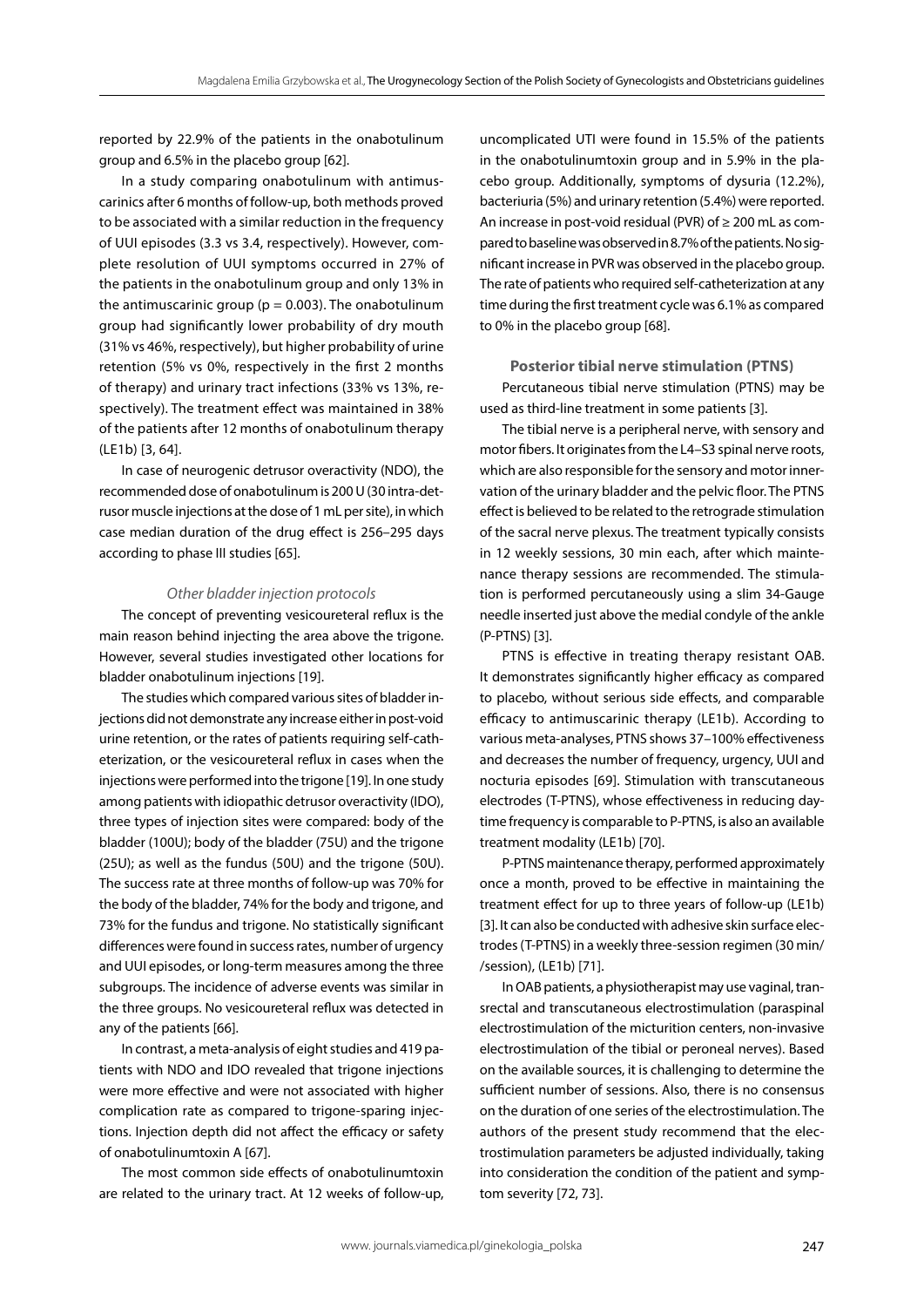reported by 22.9% of the patients in the onabotulinum group and 6.5% in the placebo group [62].

In a study comparing onabotulinum with antimuscarinics after 6 months of follow-up, both methods proved to be associated with a similar reduction in the frequency of UUI episodes (3.3 vs 3.4, respectively). However, complete resolution of UUI symptoms occurred in 27% of the patients in the onabotulinum group and only 13% in the antimuscarinic group ($p = 0.003$). The onabotulinum group had significantly lower probability of dry mouth (31% vs 46%, respectively), but higher probability of urine retention (5% vs 0%, respectively in the first 2 months of therapy) and urinary tract infections (33% vs 13%, respectively). The treatment effect was maintained in 38% of the patients after 12 months of onabotulinum therapy (LE1b) [3, 64].

In case of neurogenic detrusor overactivity (NDO), the recommended dose of onabotulinum is 200 U (30 intra-detrusor muscle injections at the dose of 1 mL per site), in which case median duration of the drug effect is 256–295 days according to phase III studies [65].

*Other bladder injection protocols*

The concept of preventing vesicoureteral reflux is the main reason behind injecting the area above the trigone. However, several studies investigated other locations for bladder onabotulinum injections [19].

The studies which compared various sites of bladder injections did not demonstrate any increase either in post-void urine retention, or the rates of patients requiring self-catheterization, or the vesicoureteral reflux in cases when the injections were performed into the trigone [19]. In one study among patients with idiopathic detrusor overactivity (IDO), three types of injection sites were compared: body of the bladder (100U); body of the bladder (75U) and the trigone (25U); as well as the fundus (50U) and the trigone (50U). The success rate at three months of follow-up was 70% for the body of the bladder, 74% for the body and trigone, and 73% for the fundus and trigone. No statistically significant differences were found in success rates, number of urgency and UUI episodes, or long-term measures among the three subgroups. The incidence of adverse events was similar in the three groups. No vesicoureteral reflux was detected in any of the patients [66].

In contrast, a meta-analysis of eight studies and 419 patients with NDO and IDO revealed that trigone injections were more effective and were not associated with higher complication rate as compared to trigone-sparing injections. Injection depth did not affect the efficacy or safety of onabotulinumtoxin A [67].

The most common side effects of onabotulinumtoxin are related to the urinary tract. At 12 weeks of follow-up, uncomplicated UTI were found in 15.5% of the patients in the onabotulinumtoxin group and in 5.9% in the placebo group. Additionally, symptoms of dysuria (12.2%), bacteriuria (5%) and urinary retention (5.4%) were reported. An increase in post-void residual (PVR) of ≥ 200 mL as compared to baseline was observed in 8.7% of the patients. No significant increase in PVR was observed in the placebo group. The rate of patients who required self-catheterization at any time during the first treatment cycle was 6.1% as compared to 0% in the placebo group [68].

**Posterior tibial nerve stimulation (PTNS)**

Percutaneous tibial nerve stimulation (PTNS) may be used as third-line treatment in some patients [3].

The tibial nerve is a peripheral nerve, with sensory and motor fibers. It originates from the L4–S3 spinal nerve roots, which are also responsible for the sensory and motor innervation of the urinary bladder and the pelvic floor. The PTNS effect is believed to be related to the retrograde stimulation of the sacral nerve plexus. The treatment typically consists in 12 weekly sessions, 30 min each, after which maintenance therapy sessions are recommended. The stimulation is performed percutaneously using a slim 34-Gauge needle inserted just above the medial condyle of the ankle (P-PTNS) [3].

PTNS is effective in treating therapy resistant OAB. It demonstrates significantly higher efficacy as compared to placebo, without serious side effects, and comparable efficacy to antimuscarinic therapy (LE1b). According to various meta-analyses, PTNS shows 37–100% effectiveness and decreases the number of frequency, urgency, UUI and nocturia episodes [69]. Stimulation with transcutaneous electrodes (T-PTNS), whose effectiveness in reducing daytime frequency is comparable to P-PTNS, is also an available treatment modality (LE1b) [70].

P-PTNS maintenance therapy, performed approximately once a month, proved to be effective in maintaining the treatment effect for up to three years of follow-up (LE1b) [3]. It can also be conducted with adhesive skin surface electrodes (T-PTNS) in a weekly three-session regimen (30 min/ /session), (LE1b) [71].

In OAB patients, a physiotherapist may use vaginal, transrectal and transcutaneous electrostimulation (paraspinal electrostimulation of the micturition centers, non-invasive electrostimulation of the tibial or peroneal nerves). Based on the available sources, it is challenging to determine the sufficient number of sessions. Also, there is no consensus on the duration of one series of the electrostimulation. The authors of the present study recommend that the electrostimulation parameters be adjusted individually, taking into consideration the condition of the patient and symptom severity [72, 73].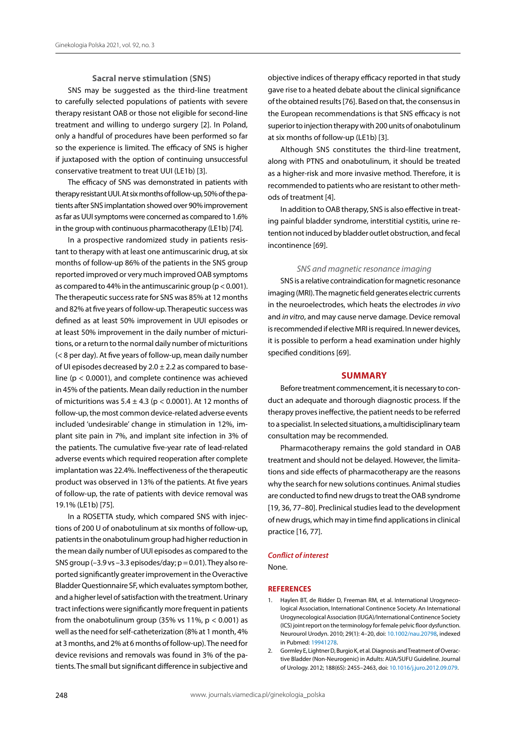### Sacral nerve stimulation (SNS)

SNS may be suggested as the third-line treatment to carefully selected populations of patients with severe therapy resistant OAB or those not eligible for second-line treatment and willing to undergo surgery [2]. In Poland, only a handful of procedures have been performed so far so the experience is limited. The efficacy of SNS is higher if juxtaposed with the option of continuing unsuccessful conservative treatment to treat UUI (LE1b) [3].

The efficacy of SNS was demonstrated in patients with therapy resistant UUI. At six months of follow-up, 50% of the patients after SNS implantation showed over 90% improvement as far as UUI symptoms were concerned as compared to 1.6% in the group with continuous pharmacotherapy (LE1b) [74].

In a prospective randomized study in patients resistant to therapy with at least one antimuscarinic drug, at six months of follow-up 86% of the patients in the SNS group reported improved or very much improved OAB symptoms as compared to 44% in the antimuscarinic group ($p < 0.001$). The therapeutic success rate for SNS was 85% at 12 months and 82% at five years of follow-up. Therapeutic success was defined as at least 50% improvement in UUI episodes or at least 50% improvement in the daily number of micturitions, or a return to the normal daily number of micturitions (< 8 per day). At five years of follow-up, mean daily number of UI episodes decreased by $2.0 \pm 2.2$ as compared to baseline ($p < 0.0001$), and complete continence was achieved in 45% of the patients. Mean daily reduction in the number of micturitions was $5.4 \pm 4.3$ ($p < 0.0001$). At 12 months of follow-up, the most common device-related adverse events included 'undesirable' change in stimulation in 12%, implant site pain in 7%, and implant site infection in 3% of the patients. The cumulative five-year rate of lead-related adverse events which required reoperation after complete implantation was 22.4%. Ineffectiveness of the therapeutic product was observed in 13% of the patients. At five years of follow-up, the rate of patients with device removal was 19.1% (LE1b) [75].

In a ROSETTA study, which compared SNS with injections of 200 U of onabotulinum at six months of follow-up, patients in the onabotulinum group had higher reduction in the mean daily number of UUI episodes as compared to the SNS group (–3.9 vs –3.3 episodes/day; $p = 0.01$). They also reported significantly greater improvement in the Overactive Bladder Questionnaire SF, which evaluates symptom bother, and a higher level of satisfaction with the treatment. Urinary tract infections were significantly more frequent in patients from the onabotulinum group (35% vs 11%, $p < 0.001$) as well as the need for self-catheterization (8% at 1 month, 4% at 3 months, and 2% at 6 months of follow-up). The need for device revisions and removals was found in 3% of the patients. The small but significant difference in subjective and objective indices of therapy efficacy reported in that study gave rise to a heated debate about the clinical significance of the obtained results [76]. Based on that, the consensus in the European recommendations is that SNS efficacy is not superior to injection therapy with 200 units of onabotulinum at six months of follow-up (LE1b) [3].

Although SNS constitutes the third-line treatment, along with PTNS and onabotulinum, it should be treated as a higher-risk and more invasive method. Therefore, it is recommended to patients who are resistant to other methods of treatment [4].

In addition to OAB therapy, SNS is also effective in treating painful bladder syndrome, interstitial cystitis, urine retention not induced by bladder outlet obstruction, and fecal incontinence [69].

#### *SNS and magnetic resonance imaging*

SNS is a relative contraindication for magnetic resonance imaging (MRI). The magnetic field generates electric currents in the neuroelectrodes, which heats the electrodes *in vivo* and *in vitro*, and may cause nerve damage. Device removal is recommended if elective MRI is required. In newer devices, it is possible to perform a head examination under highly specified conditions [69].

## SUMMARY

Before treatment commencement, it is necessary to conduct an adequate and thorough diagnostic process. If the therapy proves ineffective, the patient needs to be referred to a specialist. In selected situations, a multidisciplinary team consultation may be recommended.

Pharmacotherapy remains the gold standard in OAB treatment and should not be delayed. However, the limitations and side effects of pharmacotherapy are the reasons why the search for new solutions continues. Animal studies are conducted to find new drugs to treat the OAB syndrome [19, 36, 77–80]. Preclinical studies lead to the development of new drugs, which may in time find applications in clinical practice [16, 77].

### *Conflict of interest*

None.

### REFERENCES

1. Haylen BT, de Ridder D, Freeman RM, et al. International Urogynecological Association, International Continence Society. An International Urogynecological Association (IUGA)/International Continence Society (ICS) joint report on the terminology for female pelvic floor dysfunction. Neurourol Urodyn. 2010; 29(1): 4–20, doi: 10.1002/nau.20798, indexed in Pubmed: 19941278.
2. Gormley E, Lightner D, Burgio K, et al. Diagnosis and Treatment of Overactive Bladder (Non-Neurogenic) in Adults: AUA/SUFU Guideline. Journal of Urology. 2012; 188(6S): 2455–2463, doi: 10.1016/j.juro.2012.09.079.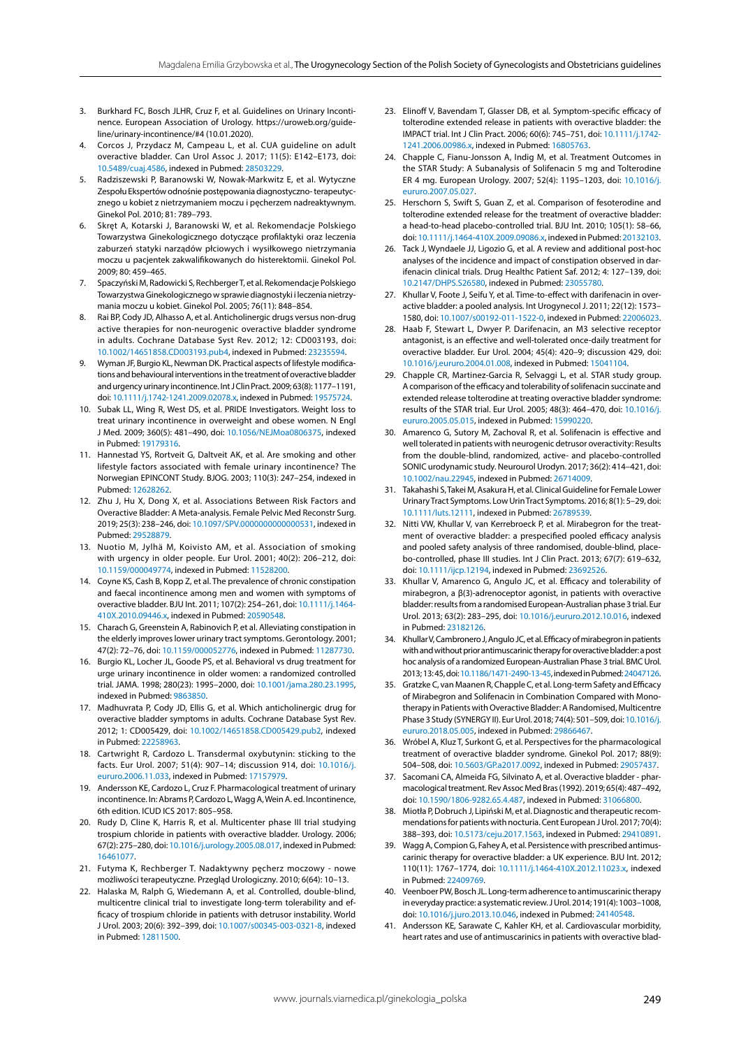3. Burkhard FC, Bosch JLHR, Cruz F, et al. Guidelines on Urinary Incontinence. European Association of Urology. https://uroweb.org/guideline/urinary-incontinence/#4 (10.01.2020).
4. Corcos J, Przydacz M, Campeau L, et al. CUA guideline on adult overactive bladder. Can Urol Assoc J. 2017; 11(5): E142–E173, doi: 10.5489/cuaj.4586, indexed in Pubmed: 28503229.
5. Radziszewski P, Baranowski W, Nowak-Markwitz E, et al. Wytyczne Zespołu Ekspertów odnośnie postępowania diagnostyczno- terapeutycznego u kobiet z nietrzymaniem moczu i pęcherzem nadreaktywnym. Ginekol Pol. 2010; 81: 789–793.
6. Skręt A, Kotarski J, Baranowski W, et al. Rekomendacje Polskiego Towarzystwa Ginekologicznego dotyczące profilaktyki oraz leczenia zaburzeń statyki narządów płciowych i wysiłkowego nietrzymania moczu u pacjentek zakwalifikowanych do histerektomii. Ginekol Pol. 2009; 80: 459–465.
7. Spaczyński M, Radowicki S, Rechberger T, et al. Rekomendacje Polskiego Towarzystwa Ginekologicznego w sprawie diagnostyki i leczenia nietrzymania moczu u kobiet. Ginekol Pol. 2005; 76(11): 848–854.
8. Rai BP, Cody JD, Alhasso A, et al. Anticholinergic drugs versus non-drug active therapies for non-neurogenic overactive bladder syndrome in adults. Cochrane Database Syst Rev. 2012; 12: CD003193, doi: 10.1002/14651858.CD003193.pub4, indexed in Pubmed: 23235594.
9. Wyman JF, Burgio KL, Newman DK. Practical aspects of lifestyle modifications and behavioural interventions in the treatment of overactive bladder and urgency urinary incontinence. Int J Clin Pract. 2009; 63(8): 1177–1191, doi: 10.1111/j.1742-1241.2009.02078.x, indexed in Pubmed: 19575724.
10. Subak LL, Wing R, West DS, et al. PRIDE Investigators. Weight loss to treat urinary incontinence in overweight and obese women. N Engl J Med. 2009; 360(5): 481–490, doi: 10.1056/NEJMoa0806375, indexed in Pubmed: 19179316.
11. Hannestad YS, Rortveit G, Daltveit AK, et al. Are smoking and other lifestyle factors associated with female urinary incontinence? The Norwegian EPINCONT Study. BJOG. 2003; 110(3): 247–254, indexed in Pubmed: 12628262.
12. Zhu J, Hu X, Dong X, et al. Associations Between Risk Factors and Overactive Bladder: A Meta-analysis. Female Pelvic Med Reconstr Surg. 2019; 25(3): 238–246, doi: 10.1097/SPV.0000000000000531, indexed in Pubmed: 29528879.
13. Nuotio M, Jylhä M, Koivisto AM, et al. Association of smoking with urgency in older people. Eur Urol. 2001; 40(2): 206–212, doi: 10.1159/000049774, indexed in Pubmed: 11528200.
14. Coyne KS, Cash B, Kopp Z, et al. The prevalence of chronic constipation and faecal incontinence among men and women with symptoms of overactive bladder. BJU Int. 2011; 107(2): 254–261, doi: 10.1111/j.1464-410X.2010.09446.x, indexed in Pubmed: 20590548.
15. Charach G, Greenstein A, Rabinovich P, et al. Alleviating constipation in the elderly improves lower urinary tract symptoms. Gerontology. 2001; 47(2): 72–76, doi: 10.1159/000052776, indexed in Pubmed: 11287730.
16. Burgio KL, Locher JL, Goode PS, et al. Behavioral vs drug treatment for urge urinary incontinence in older women: a randomized controlled trial. JAMA. 1998; 280(23): 1995–2000, doi: 10.1001/jama.280.23.1995, indexed in Pubmed: 9863850.
17. Madhuvrata P, Cody JD, Ellis G, et al. Which anticholinergic drug for overactive bladder symptoms in adults. Cochrane Database Syst Rev. 2012; 1: CD005429, doi: 10.1002/14651858.CD005429.pub2, indexed in Pubmed: 22258963.
18. Cartwright R, Cardozo L. Transdermal oxybutynin: sticking to the facts. Eur Urol. 2007; 51(4): 907–14; discussion 914, doi: 10.1016/j.eururo.2006.11.033, indexed in Pubmed: 17157979.
19. Andersson KE, Cardozo L, Cruz F. Pharmacological treatment of urinary incontinence. In: Abrams P, Cardozo L, Wagg A, Wein A. ed. Incontinence, 6th edition. ICUD ICS 2017: 805–958.
20. Rudy D, Cline K, Harris R, et al. Multicenter phase III trial studying trospium chloride in patients with overactive bladder. Urology. 2006; 67(2): 275–280, doi: 10.1016/j.urology.2005.08.017, indexed in Pubmed: 16461077.
21. Futyma K, Rechberger T. Nadaktywny pęcherz moczowy - nowe możliwości terapeutyczne. Przegląd Urologiczny. 2010; 6(64): 10–13.
22. Halaska M, Ralph G, Wiedemann A, et al. Controlled, double-blind, multicentre clinical trial to investigate long-term tolerability and efficacy of trospium chloride in patients with detrusor instability. World J Urol. 2003; 20(6): 392–399, doi: 10.1007/s00345-003-0321-8, indexed in Pubmed: 12811500.
23. Elinoff V, Bavendam T, Glasser DB, et al. Symptom-specific efficacy of tolterodine extended release in patients with overactive bladder: the IMPACT trial. Int J Clin Pract. 2006; 60(6): 745–751, doi: 10.1111/j.1742-1241.2006.00986.x, indexed in Pubmed: 16805763.
24. Chapple C, Fianu-Jonsson A, Indig M, et al. Treatment Outcomes in the STAR Study: A Subanalysis of Solifenacin 5 mg and Tolterodine ER 4 mg. European Urology. 2007; 52(4): 1195–1203, doi: 10.1016/j.eururo.2007.05.027.
25. Herschorn S, Swift S, Guan Z, et al. Comparison of fesoterodine and tolterodine extended release for the treatment of overactive bladder: a head-to-head placebo-controlled trial. BJU Int. 2010; 105(1): 58–66, doi: 10.1111/j.1464-410X.2009.09086.x, indexed in Pubmed: 20132103.
26. Tack J, Wyndaele JJ, Ligozio G, et al. A review and additional post-hoc analyses of the incidence and impact of constipation observed in darifenacin clinical trials. Drug Healthc Patient Saf. 2012; 4: 127–139, doi: 10.2147/DHPS.S26580, indexed in Pubmed: 23055780.
27. Khullar V, Foote J, Seifu Y, et al. Time-to-effect with darifenacin in overactive bladder: a pooled analysis. Int Urogynecol J. 2011; 22(12): 1573–1580, doi: 10.1007/s00192-011-1522-0, indexed in Pubmed: 22006023.
28. Haab F, Stewart L, Dwyer P. Darifenacin, an M3 selective receptor antagonist, is an effective and well-tolerated once-daily treatment for overactive bladder. Eur Urol. 2004; 45(4): 420–9; discussion 429, doi: 10.1016/j.eururo.2004.01.008, indexed in Pubmed: 15041104.
29. Chapple CR, Martinez-Garcia R, Selvaggi L, et al. STAR study group. A comparison of the efficacy and tolerability of solifenacin succinate and extended release tolterodine at treating overactive bladder syndrome: results of the STAR trial. Eur Urol. 2005; 48(3): 464–470, doi: 10.1016/j.eururo.2005.05.015, indexed in Pubmed: 15990220.
30. Amarenco G, Sutory M, Zachoval R, et al. Solifenacin is effective and well tolerated in patients with neurogenic detrusor overactivity: Results from the double-blind, randomized, active- and placebo-controlled SONIC urodynamic study. Neurourol Urodyn. 2017; 36(2): 414–421, doi: 10.1002/nau.22945, indexed in Pubmed: 26714009.
31. Takahashi S, Takei M, Asakura H, et al. Clinical Guideline for Female Lower Urinary Tract Symptoms. Low Urin Tract Symptoms. 2016; 8(1): 5–29, doi: 10.1111/luts.12111, indexed in Pubmed: 26789539.
32. Nitti VW, Khullar V, van Kerrebroeck P, et al. Mirabegron for the treatment of overactive bladder: a prespecified pooled efficacy analysis and pooled safety analysis of three randomised, double-blind, placebo-controlled, phase III studies. Int J Clin Pract. 2013; 67(7): 619–632, doi: 10.1111/ijcp.12194, indexed in Pubmed: 23692526.
33. Khullar V, Amarenco G, Angulo JC, et al. Efficacy and tolerability of mirabegron, a β(3)-adrenoceptor agonist, in patients with overactive bladder: results from a randomised European-Australian phase 3 trial. Eur Urol. 2013; 63(2): 283–295, doi: 10.1016/j.eururo.2012.10.016, indexed in Pubmed: 23182126.
34. Khullar V, Cambronero J, Angulo JC, et al. Efficacy of mirabegron in patients with and without prior antimuscarinic therapy for overactive bladder: a post hoc analysis of a randomized European-Australian Phase 3 trial. BMC Urol. 2013; 13: 45, doi: 10.1186/1471-2490-13-45, indexed in Pubmed: 24047126.
35. Gratzke C, van Maanen R, Chapple C, et al. Long-term Safety and Efficacy of Mirabegron and Solifenacin in Combination Compared with Monotherapy in Patients with Overactive Bladder: A Randomised, Multicentre Phase 3 Study (SYNERGY II). Eur Urol. 2018; 74(4): 501–509, doi: 10.1016/j.eururo.2018.05.005, indexed in Pubmed: 29866467.
36. Wróbel A, Kluz T, Surkont G, et al. Perspectives for the pharmacological treatment of overactive bladder syndrome. Ginekol Pol. 2017; 88(9): 504–508, doi: 10.5603/GP.a2017.0092, indexed in Pubmed: 29057437.
37. Sacomani CA, Almeida FG, Silvinato A, et al. Overactive bladder - pharmacological treatment. Rev Assoc Med Bras (1992). 2019; 65(4): 487–492, doi: 10.1590/1806-9282.65.4.487, indexed in Pubmed: 31066800.
38. Miotła P, Dobruch J, Lipiński M, et al. Diagnostic and therapeutic recommendations for patients with nocturia. Cent European J Urol. 2017; 70(4): 388–393, doi: 10.5173/ceju.2017.1563, indexed in Pubmed: 29410891.
39. Wagg A, Compion G, Fahey A, et al. Persistence with prescribed antimuscarinic therapy for overactive bladder: a UK experience. BJU Int. 2012; 110(11): 1767–1774, doi: 10.1111/j.1464-410X.2012.11023.x, indexed in Pubmed: 22409769.
40. Veenboer PW, Bosch JL. Long-term adherence to antimuscarinic therapy in everyday practice: a systematic review. J Urol. 2014; 191(4): 1003–1008, doi: 10.1016/j.juro.2013.10.046, indexed in Pubmed: 24140548.
41. Andersson KE, Sarawate C, Kahler KH, et al. Cardiovascular morbidity, heart rates and use of antimuscarinics in patients with overactive blad-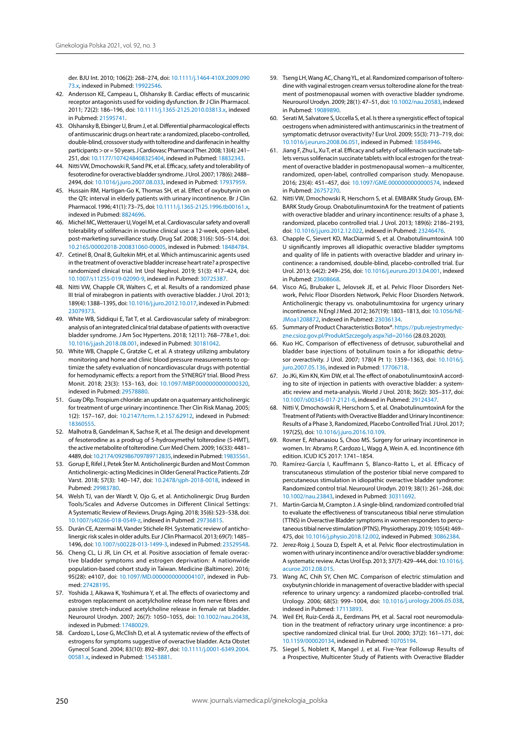der. BJU Int. 2010; 106(2): 268–274, doi: 10.1111/j.1464-410X.2009.09073.x, indexed in Pubmed: 19922546.

42. Andersson KE, Campeau L, Olshansky B. Cardiac effects of muscarinic receptor antagonists used for voiding dysfunction. Br J Clin Pharmacol. 2011; 72(2): 186–196, doi: 10.1111/j.1365-2125.2010.03813.x, indexed in Pubmed: 21595741.
43. Olshansky B, Ebinger U, Brum J, et al. Differential pharmacological effects of antimuscarinic drugs on heart rate: a randomized, placebo-controlled, double-blind, crossover study with tolterodine and darifenacin in healthy participants > or = 50 years. J Cardiovasc Pharmacol Ther. 2008; 13(4): 241–251, doi: 10.1177/1074248408325404, indexed in Pubmed: 18832343.
44. Nitti VW, Dmochowski R, Sand PK, et al. Efficacy, safety and tolerability of fesoterodine for overactive bladder syndrome. J Urol. 2007; 178(6): 2488–2494, doi: 10.1016/j.juro.2007.08.033, indexed in Pubmed: 17937959.
45. Hussain RM, Hartigan-Go K, Thomas SH, et al. Effect of oxybutynin on the QTc interval in elderly patients with urinary incontinence. Br J Clin Pharmacol. 1996; 41(1): 73–75, doi: 10.1111/j.1365-2125.1996.tb00161.x, indexed in Pubmed: 8824696.
46. Michel MC, Wetterauer U, Vogel M, et al. Cardiovascular safety and overall tolerability of solifenacin in routine clinical use: a 12-week, open-label, post-marketing surveillance study. Drug Saf. 2008; 31(6): 505–514, doi: 10.2165/00002018-200831060-00005, indexed in Pubmed: 18484784.
47. Cetinel B, Onal B, Gultekin MH, et al. Which antimuscarinic agents used in the treatment of overactive bladder increase heart rate? a prospective randomized clinical trial. Int Urol Nephrol. 2019; 51(3): 417–424, doi: 10.1007/s11255-019-02090-9, indexed in Pubmed: 30725387.
48. Nitti VW, Chapple CR, Walters C, et al. Results of a randomized phase III trial of mirabegron in patients with overactive bladder. J Urol. 2013; 189(4): 1388–1395, doi: 10.1016/j.juro.2012.10.017, indexed in Pubmed: 23079373.
49. White WB, Siddiqui E, Tat T, et al. Cardiovascular safety of mirabegron: analysis of an integrated clinical trial database of patients with overactive bladder syndrome. J Am Soc Hypertens. 2018; 12(11): 768–778.e1, doi: 10.1016/j.jash.2018.08.001, indexed in Pubmed: 30181042.
50. White WB, Chapple C, Gratzke C, et al. A strategy utilizing ambulatory monitoring and home and clinic blood pressure measurements to optimize the safety evaluation of noncardiovascular drugs with potential for hemodynamic effects: a report from the SYNERGY trial. Blood Press Monit. 2018; 23(3): 153–163, doi: 10.1097/MBP.0000000000000320, indexed in Pubmed: 29578880.
51. Guay DRp. Trospium chloride: an update on a quaternary anticholinergic for treatment of urge urinary incontinence. Ther Clin Risk Manag. 2005; 1(2): 157–167, doi: 10.2147/tcrm.1.2.157.62912, indexed in Pubmed: 18360555.
52. Malhotra B, Gandelman K, Sachse R, et al. The design and development of fesoterodine as a prodrug of 5-hydroxymethyl tolterodine (5-HMT), the active metabolite of tolterodine. Curr Med Chem. 2009; 16(33): 4481–4489, doi: 10.2174/092986709789712835, indexed in Pubmed: 19835561.
53. Gorup E, Rifel J, Petek Šter M. Anticholinergic Burden and Most Common Anticholinergic-acting Medicines in Older General Practice Patients. Zdr Varst. 2018; 57(3): 140–147, doi: 10.2478/sjph-2018-0018, indexed in Pubmed: 29983780.
54. Welsh TJ, van der Wardt V, Ojo G, et al. Anticholinergic Drug Burden Tools/Scales and Adverse Outcomes in Different Clinical Settings: A Systematic Review of Reviews. Drugs Aging. 2018; 35(6): 523–538, doi: 10.1007/s40266-018-0549-z, indexed in Pubmed: 29736815.
55. Durán CE, Azermai M, Vander Stichele RH. Systematic review of anticholinergic risk scales in older adults. Eur J Clin Pharmacol. 2013; 69(7): 1485–1496, doi: 10.1007/s00228-013-1499-3, indexed in Pubmed: 23529548.
56. Cheng CL, Li JR, Lin CH, et al. Positive association of female overactive bladder symptoms and estrogen deprivation: A nationwide population-based cohort study in Taiwan. Medicine (Baltimore). 2016; 95(28): e4107, doi: 10.1097/MD.0000000000004107, indexed in Pubmed: 27428195.
57. Yoshida J, Aikawa K, Yoshimura Y, et al. The effects of ovariectomy and estrogen replacement on acetylcholine release from nerve fibres and passive stretch-induced acetylcholine release in female rat bladder. Neurourol Urodyn. 2007; 26(7): 1050–1055, doi: 10.1002/nau.20438, indexed in Pubmed: 17480029.
58. Cardozo L, Lose G, McClish D, et al. A systematic review of the effects of estrogens for symptoms suggestive of overactive bladder. Acta Obstet Gynecol Scand. 2004; 83(10): 892–897, doi: 10.1111/j.0001-6349.2004.00581.x, indexed in Pubmed: 15453881.
59. Tseng LH, Wang AC, Chang YL, et al. Randomized comparison of tolterodine with vaginal estrogen cream versus tolterodine alone for the treatment of postmenopausal women with overactive bladder syndrome. Neurourol Urodyn. 2009; 28(1): 47–51, doi: 10.1002/nau.20583, indexed in Pubmed: 19089890.
60. Serati M, Salvatore S, Uccella S, et al. Is there a synergistic effect of topical oestrogens when administered with antimuscarinics in the treatment of symptomatic detrusor overactivity? Eur Urol. 2009; 55(3): 713–719, doi: 10.1016/j.eururo.2008.06.051, indexed in Pubmed: 18584946.
61. Jiang F, Zhu L, Xu T, et al. Efficacy and safety of solifenacin succinate tablets versus solifenacin succinate tablets with local estrogen for the treatment of overactive bladder in postmenopausal women--a multicenter, randomized, open-label, controlled comparison study. Menopause. 2016; 23(4): 451–457, doi: 10.1097/GME.0000000000000574, indexed in Pubmed: 26757270.
62. Nitti VW, Dmochowski R, Herschorn S, et al. EMBARK Study Group, EMBARK Study Group. OnabotulinumtoxinA for the treatment of patients with overactive bladder and urinary incontinence: results of a phase 3, randomized, placebo controlled trial. J Urol. 2013; 189(6): 2186–2193, doi: 10.1016/j.juro.2012.12.022, indexed in Pubmed: 23246476.
63. Chapple C, Sievert KD, MacDiarmid S, et al. OnabotulinumtoxinA 100 U significantly improves all idiopathic overactive bladder symptoms and quality of life in patients with overactive bladder and urinary incontinence: a randomised, double-blind, placebo-controlled trial. Eur Urol. 2013; 64(2): 249–256, doi: 10.1016/j.eururo.2013.04.001, indexed in Pubmed: 23608668.
64. Visco AG, Brubaker L, Jelovsek JE, et al. Pelvic Floor Disorders Network, Pelvic Floor Disorders Network, Pelvic Floor Disorders Network. Anticholinergic therapy vs. onabotulinumtoxina for urgency urinary incontinence. N Engl J Med. 2012; 367(19): 1803–1813, doi: 10.1056/NEJMoa1208872, indexed in Pubmed: 23036134.
65. Summary of Product Characteristics Botox®. https://pub.rejestrymedycznе.csioz.gov.pl/ProduktSzczegoly.aspx?id=20166 (28.03.2020).
66. Kuo HC. Comparison of effectiveness of detrusor, suburothelial and bladder base injections of botulinum toxin a for idiopathic detrusor overactivity. J Urol. 2007; 178(4 Pt 1): 1359–1363, doi: 10.1016/j.juro.2007.05.136, indexed in Pubmed: 17706718.
67. Jo JKi, Kim KN, Kim DW, et al. The effect of onabotulinumtoxinA according to site of injection in patients with overactive bladder: a systematic review and meta-analysis. World J Urol. 2018; 36(2): 305–317, doi: 10.1007/s00345-017-2121-6, indexed in Pubmed: 29124347.
68. Nitti V, Dmochowski R, Herschorn S, et al. OnabotulinumtoxinA for the Treatment of Patients with Overactive Bladder and Urinary Incontinence: Results of a Phase 3, Randomized, Placebo Controlled Trial. J Urol. 2017; 197(2S), doi: 10.1016/j.juro.2016.10.109.
69. Rovner E, Athanasiou S, Choo MS. Surgery for urinary incontinence in women. In: Abrams P, Cardozo L, Wagg A, Wein A. ed. Incontinence 6th edition. ICUD ICS 2017: 1741–1854.
70. Ramírez-García I, Kauffmann S, Blanco-Ratto L, et al. Efficacy of transcutaneous stimulation of the posterior tibial nerve compared to percutaneous stimulation in idiopathic overactive bladder syndrome: Randomized control trial. Neurourol Urodyn. 2019; 38(1): 261–268, doi: 10.1002/nau.23843, indexed in Pubmed: 30311692.
71. Martin-Garcia M, Crampton J. A single-blind, randomized controlled trial to evaluate the effectiveness of transcutaneous tibial nerve stimulation (TTNS) in Overactive Bladder symptoms in women responders to percutaneous tibial nerve stimulation (PTNS). Physiotherapy. 2019; 105(4): 469–475, doi: 10.1016/j.physio.2018.12.002, indexed in Pubmed: 30862384.
72. Jerez-Roig J, Souza D, Espelt A, et al. Pelvic floor electrostimulation in women with urinary incontinence and/or overactive bladder syndrome: A systematic review. Actas Urol Esp. 2013; 37(7): 429–444, doi: 10.1016/j.acuroe.2012.08.015.
73. Wang AC, Chih SY, Chen MC. Comparison of electric stimulation and oxybutynin chloride in management of overactive bladder with special reference to urinary urgency: a randomized placebo-controlled trial. Urology. 2006; 68(5): 999–1004, doi: 10.1016/j.urology.2006.05.038, indexed in Pubmed: 17113893.
74. Weil EH, Ruiz-Cerdá JL, Eerdmans PH, et al. Sacral root neuromodulation in the treatment of refractory urinary urge incontinence: a prospective randomized clinical trial. Eur Urol. 2000; 37(2): 161–171, doi: 10.1159/000020134, indexed in Pubmed: 10705194.
75. Siegel S, Noblett K, Mangel J, et al. Five-Year Followup Results of a Prospective, Multicenter Study of Patients with Overactive Bladder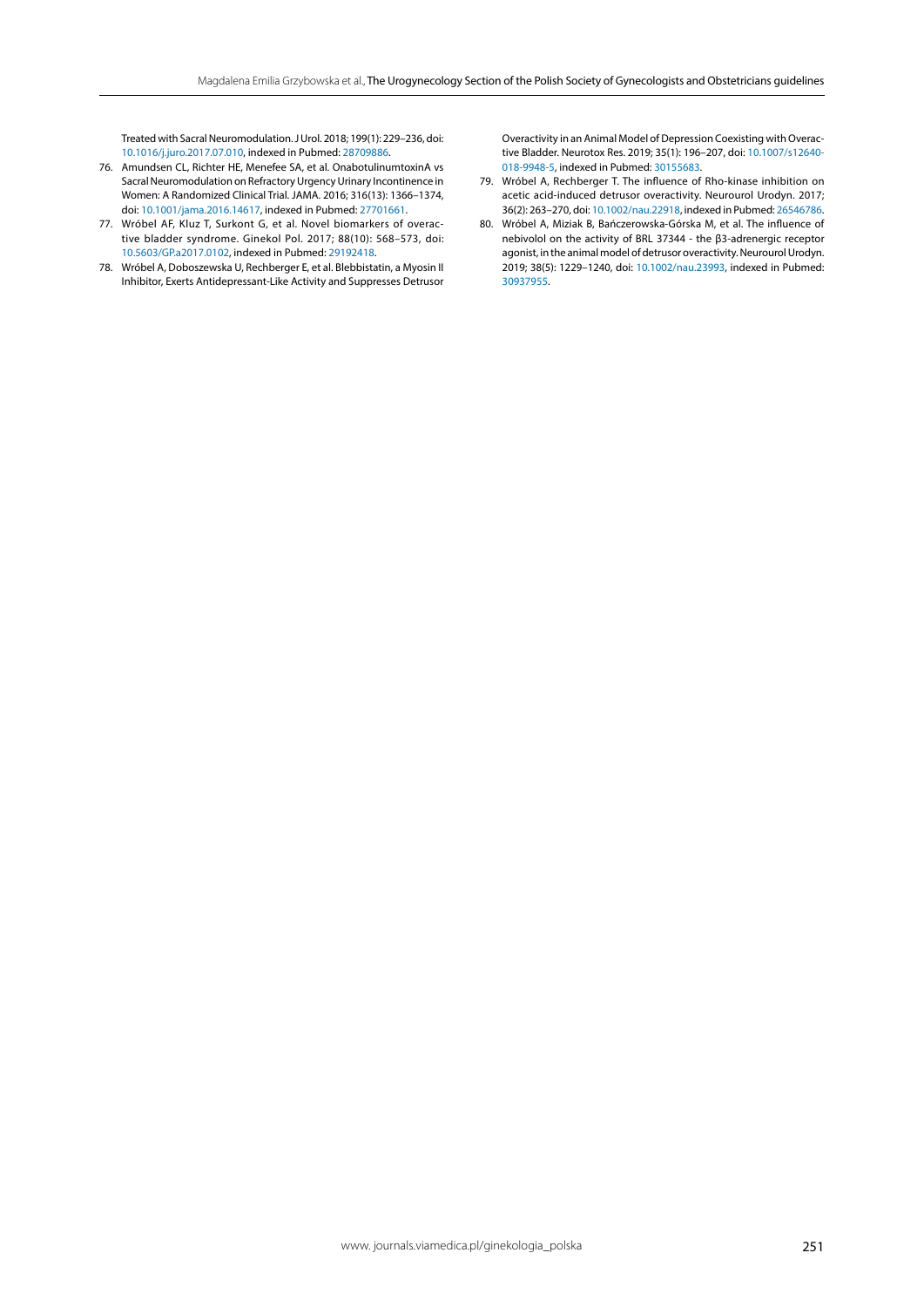Treated with Sacral Neuromodulation. J Urol. 2018; 199(1): 229–236, doi: 10.1016/j.juro.2017.07.010, indexed in Pubmed: 28709886.

76. Amundsen CL, Richter HE, Menefee SA, et al. OnabotulinumtoxinA vs Sacral Neuromodulation on Refractory Urgency Urinary Incontinence in Women: A Randomized Clinical Trial. JAMA. 2016; 316(13): 1366–1374, doi: 10.1001/jama.2016.14617, indexed in Pubmed: 27701661.
77. Wróbel AF, Kluz T, Surkont G, et al. Novel biomarkers of overactive bladder syndrome. Ginekol Pol. 2017; 88(10): 568–573, doi: 10.5603/GP.a2017.0102, indexed in Pubmed: 29192418.
78. Wróbel A, Doboszewska U, Rechberger E, et al. Blebbistatin, a Myosin II Inhibitor, Exerts Antidepressant-Like Activity and Suppresses Detrusor Overactivity in an Animal Model of Depression Coexisting with Overactive Bladder. Neurotox Res. 2019; 35(1): 196–207, doi: 10.1007/s12640-018-9948-5, indexed in Pubmed: 30155683.
79. Wróbel A, Rechberger T. The influence of Rho-kinase inhibition on acetic acid-induced detrusor overactivity. Neurourol Urodyn. 2017; 36(2): 263–270, doi: 10.1002/nau.22918, indexed in Pubmed: 26546786.
80. Wróbel A, Miziak B, Bańczerowska-Górska M, et al. The influence of nebivolol on the activity of BRL 37344 - the β3-adrenergic receptor agonist, in the animal model of detrusor overactivity. Neurourol Urodyn. 2019; 38(5): 1229–1240, doi: 10.1002/nau.23993, indexed in Pubmed: 30937955.